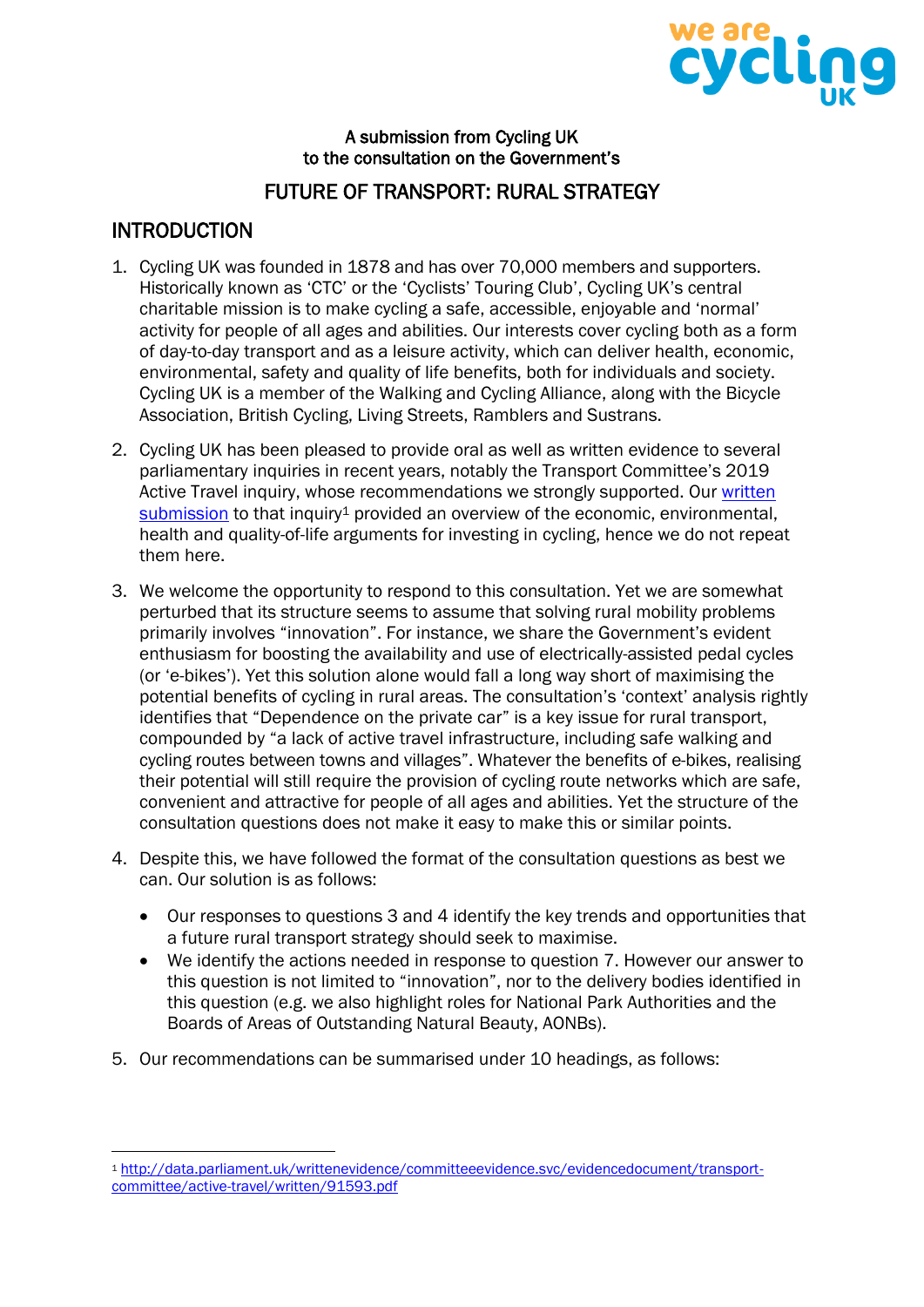A submission from Cycling UK
to the consultation on the Government's

# FUTURE OF TRANSPORT: RURAL STRATEGY

## INTRODUCTION

1. Cycling UK was founded in 1878 and has over 70,000 members and supporters. Historically known as 'CTC' or the 'Cyclists' Touring Club', Cycling UK's central charitable mission is to make cycling a safe, accessible, enjoyable and 'normal' activity for people of all ages and abilities. Our interests cover cycling both as a form of day-to-day transport and as a leisure activity, which can deliver health, economic, environmental, safety and quality of life benefits, both for individuals and society. Cycling UK is a member of the Walking and Cycling Alliance, along with the Bicycle Association, British Cycling, Living Streets, Ramblers and Sustrans.

2. Cycling UK has been pleased to provide oral as well as written evidence to several parliamentary inquiries in recent years, notably the Transport Committee's 2019 Active Travel inquiry, whose recommendations we strongly supported. Our [written submission](http://data.parliament.uk/writtenevidence/committeeevidence.svc/evidencedocument/transport-committee/active-travel/written/91593.pdf) to that inquiry[1] provided an overview of the economic, environmental, health and quality-of-life arguments for investing in cycling, hence we do not repeat them here.

3. We welcome the opportunity to respond to this consultation. Yet we are somewhat perturbed that its structure seems to assume that solving rural mobility problems primarily involves "innovation". For instance, we share the Government's evident enthusiasm for boosting the availability and use of electrically-assisted pedal cycles (or 'e-bikes'). Yet this solution alone would fall a long way short of maximising the potential benefits of cycling in rural areas. The consultation's 'context' analysis rightly identifies that "Dependence on the private car" is a key issue for rural transport, compounded by "a lack of active travel infrastructure, including safe walking and cycling routes between towns and villages". Whatever the benefits of e-bikes, realising their potential will still require the provision of cycling route networks which are safe, convenient and attractive for people of all ages and abilities. Yet the structure of the consultation questions does not make it easy to make this or similar points.

4. Despite this, we have followed the format of the consultation questions as best we can. Our solution is as follows:

   - Our responses to questions 3 and 4 identify the key trends and opportunities that a future rural transport strategy should seek to maximise.
   - We identify the actions needed in response to question 7. However our answer to this question is not limited to "innovation", nor to the delivery bodies identified in this question (e.g. we also highlight roles for National Park Authorities and the Boards of Areas of Outstanding Natural Beauty, AONBs).

5. Our recommendations can be summarised under 10 headings, as follows:

---

[1] http://data.parliament.uk/writtenevidence/committeeevidence.svc/evidencedocument/transport-committee/active-travel/written/91593.pdf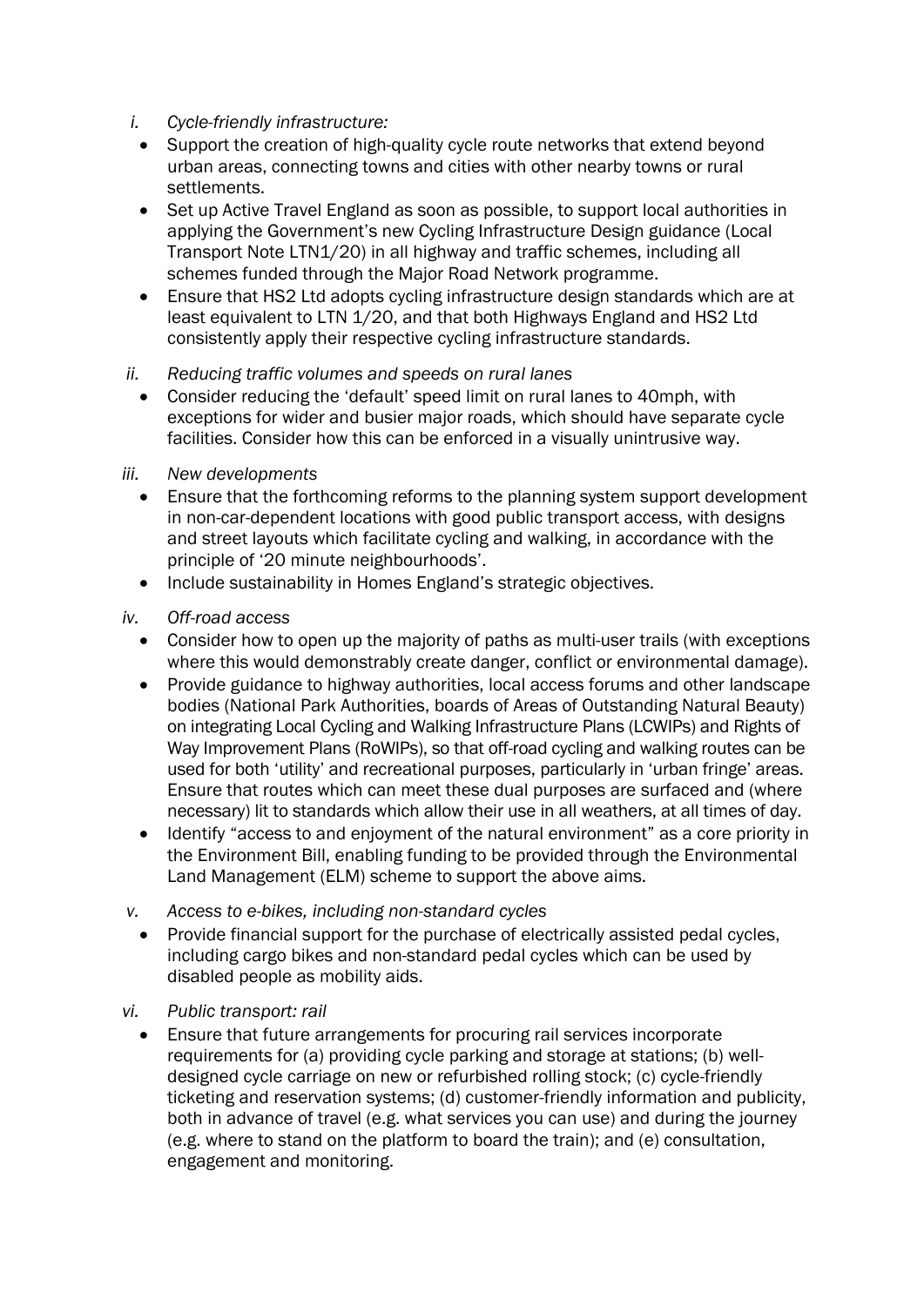*i. Cycle-friendly infrastructure:*

- Support the creation of high-quality cycle route networks that extend beyond urban areas, connecting towns and cities with other nearby towns or rural settlements.
- Set up Active Travel England as soon as possible, to support local authorities in applying the Government's new Cycling Infrastructure Design guidance (Local Transport Note LTN1/20) in all highway and traffic schemes, including all schemes funded through the Major Road Network programme.
- Ensure that HS2 Ltd adopts cycling infrastructure design standards which are at least equivalent to LTN 1/20, and that both Highways England and HS2 Ltd consistently apply their respective cycling infrastructure standards.

*ii. Reducing traffic volumes and speeds on rural lanes*

- Consider reducing the 'default' speed limit on rural lanes to 40mph, with exceptions for wider and busier major roads, which should have separate cycle facilities. Consider how this can be enforced in a visually unintrusive way.

*iii. New developments*

- Ensure that the forthcoming reforms to the planning system support development in non-car-dependent locations with good public transport access, with designs and street layouts which facilitate cycling and walking, in accordance with the principle of '20 minute neighbourhoods'.
- Include sustainability in Homes England's strategic objectives.

*iv. Off-road access*

- Consider how to open up the majority of paths as multi-user trails (with exceptions where this would demonstrably create danger, conflict or environmental damage).
- Provide guidance to highway authorities, local access forums and other landscape bodies (National Park Authorities, boards of Areas of Outstanding Natural Beauty) on integrating Local Cycling and Walking Infrastructure Plans (LCWIPs) and Rights of Way Improvement Plans (RoWIPs), so that off-road cycling and walking routes can be used for both 'utility' and recreational purposes, particularly in 'urban fringe' areas. Ensure that routes which can meet these dual purposes are surfaced and (where necessary) lit to standards which allow their use in all weathers, at all times of day.
- Identify "access to and enjoyment of the natural environment" as a core priority in the Environment Bill, enabling funding to be provided through the Environmental Land Management (ELM) scheme to support the above aims.

*v. Access to e-bikes, including non-standard cycles*

- Provide financial support for the purchase of electrically assisted pedal cycles, including cargo bikes and non-standard pedal cycles which can be used by disabled people as mobility aids.

*vi. Public transport: rail*

- Ensure that future arrangements for procuring rail services incorporate requirements for (a) providing cycle parking and storage at stations; (b) well-designed cycle carriage on new or refurbished rolling stock; (c) cycle-friendly ticketing and reservation systems; (d) customer-friendly information and publicity, both in advance of travel (e.g. what services you can use) and during the journey (e.g. where to stand on the platform to board the train); and (e) consultation, engagement and monitoring.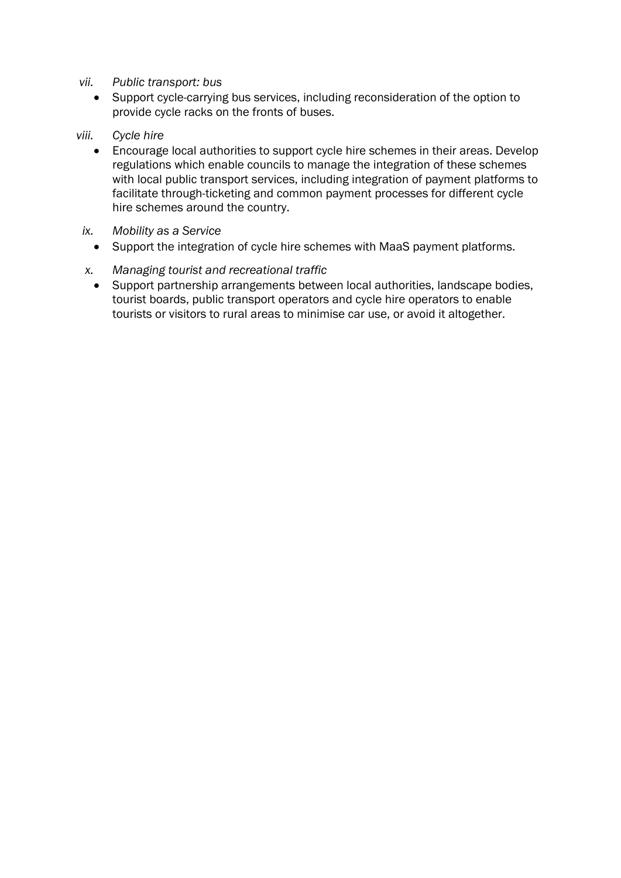vii. *Public transport: bus*

- Support cycle-carrying bus services, including reconsideration of the option to provide cycle racks on the fronts of buses.

viii. *Cycle hire*

- Encourage local authorities to support cycle hire schemes in their areas. Develop regulations which enable councils to manage the integration of these schemes with local public transport services, including integration of payment platforms to facilitate through-ticketing and common payment processes for different cycle hire schemes around the country.

ix. *Mobility as a Service*

- Support the integration of cycle hire schemes with MaaS payment platforms.

x. *Managing tourist and recreational traffic*

- Support partnership arrangements between local authorities, landscape bodies, tourist boards, public transport operators and cycle hire operators to enable tourists or visitors to rural areas to minimise car use, or avoid it altogether.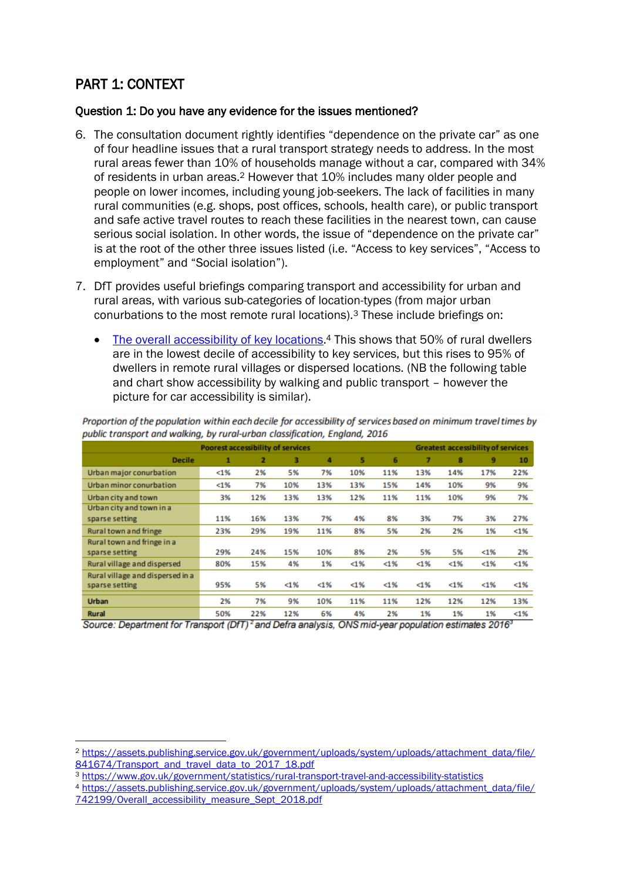## PART 1: CONTEXT

### Question 1: Do you have any evidence for the issues mentioned?

6. The consultation document rightly identifies "dependence on the private car" as one of four headline issues that a rural transport strategy needs to address. In the most rural areas fewer than 10% of households manage without a car, compared with 34% of residents in urban areas.[2] However that 10% includes many older people and people on lower incomes, including young job-seekers. The lack of facilities in many rural communities (e.g. shops, post offices, schools, health care), or public transport and safe active travel routes to reach these facilities in the nearest town, can cause serious social isolation. In other words, the issue of "dependence on the private car" is at the root of the other three issues listed (i.e. "Access to key services", "Access to employment" and "Social isolation").

7. DfT provides useful briefings comparing transport and accessibility for urban and rural areas, with various sub-categories of location-types (from major urban conurbations to the most remote rural locations).[3] These include briefings on:

   - The overall accessibility of key locations.[4] This shows that 50% of rural dwellers are in the lowest decile of accessibility to key services, but this rises to 95% of dwellers in remote rural villages or dispersed locations. (NB the following table and chart show accessibility by walking and public transport – however the picture for car accessibility is similar).

*Proportion of the population within each decile for accessibility of services based on minimum travel times by public transport and walking, by rural-urban classification, England, 2016*

| | Poorest accessibility of services | | | | | | | | | Greatest accessibility of services |
|---|---|---|---|---|---|---|---|---|---|---|
| **Decile** | **1** | **2** | **3** | **4** | **5** | **6** | **7** | **8** | **9** | **10** |
| Urban major conurbation | <1% | 2% | 5% | 7% | 10% | 11% | 13% | 14% | 17% | 22% |
| Urban minor conurbation | <1% | 7% | 10% | 13% | 13% | 15% | 14% | 10% | 9% | 9% |
| Urban city and town | 3% | 12% | 13% | 13% | 12% | 11% | 11% | 10% | 9% | 7% |
| Urban city and town in a sparse setting | 11% | 16% | 13% | 7% | 4% | 8% | 3% | 7% | 3% | 27% |
| Rural town and fringe | 23% | 29% | 19% | 11% | 8% | 5% | 2% | 2% | 1% | <1% |
| Rural town and fringe in a sparse setting | 29% | 24% | 15% | 10% | 8% | 2% | 5% | 5% | <1% | 2% |
| Rural village and dispersed | 80% | 15% | 4% | 1% | <1% | <1% | <1% | <1% | <1% | <1% |
| Rural village and dispersed in a sparse setting | 95% | 5% | <1% | <1% | <1% | <1% | <1% | <1% | <1% | <1% |
| **Urban** | 2% | 7% | 9% | 10% | 11% | 11% | 12% | 12% | 12% | 13% |
| **Rural** | 50% | 22% | 12% | 6% | 4% | 2% | 1% | 1% | 1% | <1% |

*Source: Department for Transport (DfT)[2] and Defra analysis, ONS mid-year population estimates 2016[3]*

---

[2] https://assets.publishing.service.gov.uk/government/uploads/system/uploads/attachment_data/file/841674/Transport_and_travel_data_to_2017_18.pdf

[3] https://www.gov.uk/government/statistics/rural-transport-travel-and-accessibility-statistics

[4] https://assets.publishing.service.gov.uk/government/uploads/system/uploads/attachment_data/file/742199/Overall_accessibility_measure_Sept_2018.pdf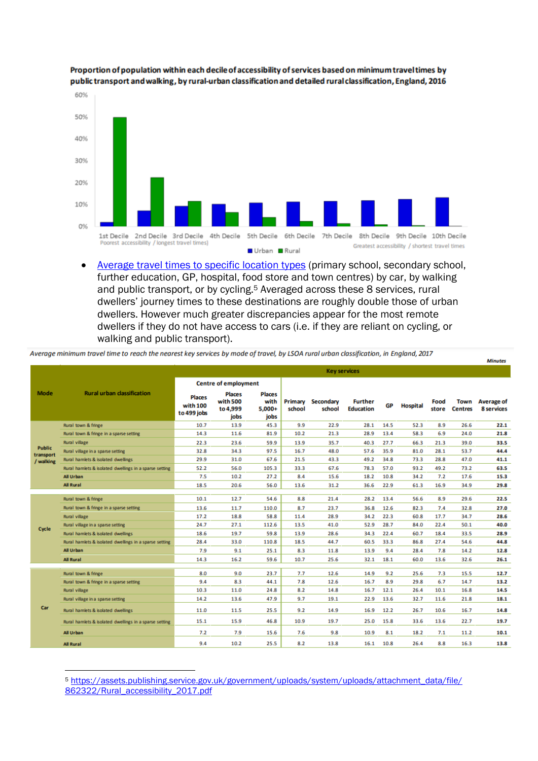**Proportion of population within each decile of accessibility of services based on minimum travel times by public transport and walking, by rural-urban classification and detailed rural classification, England, 2016**

60%
50%
40%
30%
20%
10%
0%

1st Decile 2nd Decile 3rd Decile 4th Decile 5th Decile 6th Decile 7th Decile 8th Decile 9th Decile 10th Decile

Poorest accessibility / longest travel times) Greatest accessibility / shortest travel times

■ Urban ■ Rural

- [Average travel times to specific location types](https://assets.publishing.service.gov.uk/government/uploads/system/uploads/attachment_data/file/862322/Rural_accessibility_2017.pdf) (primary school, secondary school, further education, GP, hospital, food store and town centres) by car, by walking and public transport, or by cycling.[5] Averaged across these 8 services, rural dwellers' journey times to these destinations are roughly double those of urban dwellers. However much greater discrepancies appear for the most remote dwellers if they do not have access to cars (i.e. if they are reliant on cycling, or walking and public transport).

*Average minimum travel time to reach the nearest key services by mode of travel, by LSOA rural urban classification, in England, 2017*

Minutes

| Mode | Rural urban classification | Key services | | | | | | | | | | | |
|---|---|---|---|---|---|---|---|---|---|---|---|---|---|
| | | Centre of employment | | | | | | | | | | | |
| | | Places with 100 to 499 jobs | Places with 500 to 4,999 jobs | Places with 5,000+ jobs | Primary school | Secondary school | Further Education | GP | Hospital | Food store | Town Centres | Average of 8 services |
| Public transport / walking | Rural town & fringe | 10.7 | 13.9 | 45.3 | 9.9 | 22.9 | 28.1 | 14.5 | 52.3 | 8.9 | 26.6 | **22.1** |
| | Rural town & fringe in a sparse setting | 14.3 | 11.6 | 81.9 | 10.2 | 21.3 | 28.9 | 13.4 | 58.3 | 6.9 | 24.0 | **21.8** |
| | Rural village | 22.3 | 23.6 | 59.9 | 13.9 | 35.7 | 40.3 | 27.7 | 66.3 | 21.3 | 39.0 | **33.5** |
| | Rural village in a sparse setting | 32.8 | 34.3 | 97.5 | 16.7 | 48.0 | 57.6 | 35.9 | 81.0 | 28.1 | 53.7 | **44.4** |
| | Rural hamlets & isolated dwellings | 29.9 | 31.0 | 67.6 | 21.5 | 43.3 | 49.2 | 34.8 | 73.3 | 28.8 | 47.0 | **41.1** |
| | Rural hamlets & isolated dwellings in a sparse setting | 52.2 | 56.0 | 105.3 | 33.3 | 67.6 | 78.3 | 57.0 | 93.2 | 49.2 | 73.2 | **63.5** |
| | **All Urban** | 7.5 | 10.2 | 27.2 | 8.4 | 15.6 | 18.2 | 10.8 | 34.2 | 7.2 | 17.6 | **15.3** |
| | **All Rural** | 18.5 | 20.6 | 56.0 | 13.6 | 31.2 | 36.6 | 22.9 | 61.3 | 16.9 | 34.9 | **29.8** |
| Cycle | Rural town & fringe | 10.1 | 12.7 | 54.6 | 8.8 | 21.4 | 28.2 | 13.4 | 56.6 | 8.9 | 29.6 | **22.5** |
| | Rural town & fringe in a sparse setting | 13.6 | 11.7 | 110.0 | 8.7 | 23.7 | 36.8 | 12.6 | 82.3 | 7.4 | 32.8 | **27.0** |
| | Rural village | 17.2 | 18.8 | 58.8 | 11.4 | 28.9 | 34.2 | 22.3 | 60.8 | 17.7 | 34.7 | **28.6** |
| | Rural village in a sparse setting | 24.7 | 27.1 | 112.6 | 13.5 | 41.0 | 52.9 | 28.7 | 84.0 | 22.4 | 50.1 | **40.0** |
| | Rural hamlets & isolated dwellings | 18.6 | 19.7 | 59.8 | 13.9 | 28.6 | 34.3 | 22.4 | 60.7 | 18.4 | 33.5 | **28.9** |
| | Rural hamlets & isolated dwellings in a sparse setting | 28.4 | 33.0 | 110.8 | 18.5 | 44.7 | 60.5 | 33.3 | 86.8 | 27.4 | 54.6 | **44.8** |
| | **All Urban** | 7.9 | 9.1 | 25.1 | 8.3 | 11.8 | 13.9 | 9.4 | 28.4 | 7.8 | 14.2 | **12.8** |
| | **All Rural** | 14.3 | 16.2 | 59.6 | 10.7 | 25.6 | 32.1 | 18.1 | 60.0 | 13.6 | 32.6 | **26.1** |
| Car | Rural town & fringe | 8.0 | 9.0 | 23.7 | 7.7 | 12.6 | 14.9 | 9.2 | 25.6 | 7.3 | 15.5 | **12.7** |
| | Rural town & fringe in a sparse setting | 9.4 | 8.3 | 44.1 | 7.8 | 12.6 | 16.7 | 8.9 | 29.8 | 6.7 | 14.7 | **13.2** |
| | Rural village | 10.3 | 11.0 | 24.8 | 8.2 | 14.8 | 16.7 | 12.1 | 26.4 | 10.1 | 16.8 | **14.5** |
| | Rural village in a sparse setting | 14.2 | 13.6 | 47.9 | 9.7 | 19.1 | 22.9 | 13.6 | 32.7 | 11.6 | 21.8 | **18.1** |
| | Rural hamlets & isolated dwellings | 11.0 | 11.5 | 25.5 | 9.2 | 14.9 | 16.9 | 12.2 | 26.7 | 10.6 | 16.7 | **14.8** |
| | Rural hamlets & isolated dwellings in a sparse setting | 15.1 | 15.9 | 46.8 | 10.9 | 19.7 | 25.0 | 15.8 | 33.6 | 13.6 | 22.7 | **19.7** |
| | **All Urban** | 7.2 | 7.9 | 15.6 | 7.6 | 9.8 | 10.9 | 8.1 | 18.2 | 7.1 | 11.2 | **10.1** |
| | **All Rural** | 9.4 | 10.2 | 25.5 | 8.2 | 13.8 | 16.1 | 10.8 | 26.4 | 8.8 | 16.3 | **13.8** |

[5] [https://assets.publishing.service.gov.uk/government/uploads/system/uploads/attachment_data/file/862322/Rural_accessibility_2017.pdf](https://assets.publishing.service.gov.uk/government/uploads/system/uploads/attachment_data/file/862322/Rural_accessibility_2017.pdf)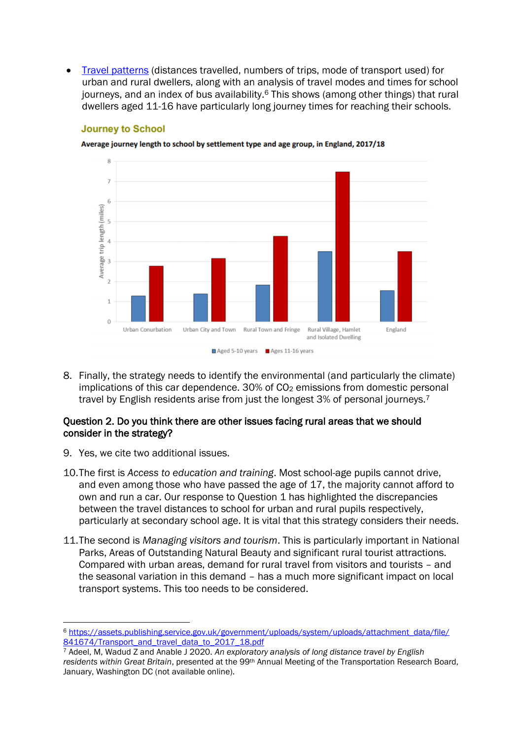- [Travel patterns](#) (distances travelled, numbers of trips, mode of transport used) for urban and rural dwellers, along with an analysis of travel modes and times for school journeys, and an index of bus availability.[6] This shows (among other things) that rural dwellers aged 11-16 have particularly long journey times for reaching their schools.

**Journey to School**

**Average journey length to school by settlement type and age group, in England, 2017/18**

Average trip length (miles)

0
1
2
3
4
5
6
7
8

Urban Conurbation
Urban City and Town
Rural Town and Fringe
Rural Village, Hamlet and Isolated Dwelling
England

Aged 5-10 years
Ages 11-16 years

8. Finally, the strategy needs to identify the environmental (and particularly the climate) implications of this car dependence. 30% of $CO_2$ emissions from domestic personal travel by English residents arise from just the longest 3% of personal journeys.[7]

**Question 2. Do you think there are other issues facing rural areas that we should consider in the strategy?**

9. Yes, we cite two additional issues.

10. The first is *Access to education and training*. Most school-age pupils cannot drive, and even among those who have passed the age of 17, the majority cannot afford to own and run a car. Our response to Question 1 has highlighted the discrepancies between the travel distances to school for urban and rural pupils respectively, particularly at secondary school age. It is vital that this strategy considers their needs.

11. The second is *Managing visitors and tourism*. This is particularly important in National Parks, Areas of Outstanding Natural Beauty and significant rural tourist attractions. Compared with urban areas, demand for rural travel from visitors and tourists – and the seasonal variation in this demand – has a much more significant impact on local transport systems. This too needs to be considered.

---

[6] [https://assets.publishing.service.gov.uk/government/uploads/system/uploads/attachment_data/file/841674/Transport_and_travel_data_to_2017_18.pdf](https://assets.publishing.service.gov.uk/government/uploads/system/uploads/attachment_data/file/841674/Transport_and_travel_data_to_2017_18.pdf)

[7] Adeel, M, Wadud Z and Anable J 2020. *An exploratory analysis of long distance travel by English residents within Great Britain*, presented at the 99th Annual Meeting of the Transportation Research Board, January, Washington DC (not available online).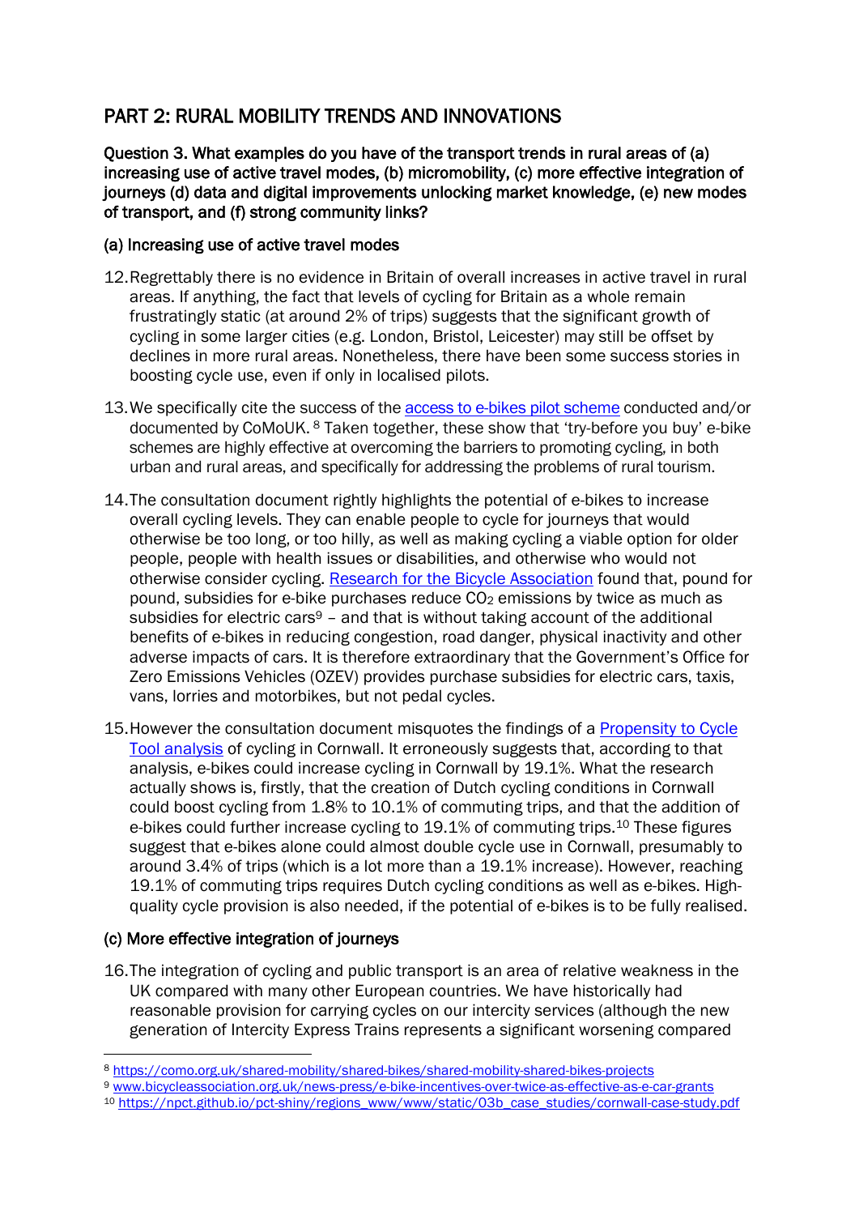## PART 2: RURAL MOBILITY TRENDS AND INNOVATIONS

**Question 3. What examples do you have of the transport trends in rural areas of (a) increasing use of active travel modes, (b) micromobility, (c) more effective integration of journeys (d) data and digital improvements unlocking market knowledge, (e) new modes of transport, and (f) strong community links?**

### (a) Increasing use of active travel modes

12. Regrettably there is no evidence in Britain of overall increases in active travel in rural areas. If anything, the fact that levels of cycling for Britain as a whole remain frustratingly static (at around 2% of trips) suggests that the significant growth of cycling in some larger cities (e.g. London, Bristol, Leicester) may still be offset by declines in more rural areas. Nonetheless, there have been some success stories in boosting cycle use, even if only in localised pilots.

13. We specifically cite the success of the [access to e-bikes pilot scheme](https://como.org.uk/shared-mobility/shared-bikes/shared-mobility-shared-bikes-projects) conducted and/or documented by CoMoUK.[8] Taken together, these show that 'try-before you buy' e-bike schemes are highly effective at overcoming the barriers to promoting cycling, in both urban and rural areas, and specifically for addressing the problems of rural tourism.

14. The consultation document rightly highlights the potential of e-bikes to increase overall cycling levels. They can enable people to cycle for journeys that would otherwise be too long, or too hilly, as well as making cycling a viable option for older people, people with health issues or disabilities, and otherwise who would not otherwise consider cycling. [Research for the Bicycle Association](www.bicycleassociation.org.uk/news-press/e-bike-incentives-over-twice-as-effective-as-e-car-grants) found that, pound for pound, subsidies for e-bike purchases reduce $CO_2$ emissions by twice as much as subsidies for electric cars[9] – and that is without taking account of the additional benefits of e-bikes in reducing congestion, road danger, physical inactivity and other adverse impacts of cars. It is therefore extraordinary that the Government's Office for Zero Emissions Vehicles (OZEV) provides purchase subsidies for electric cars, taxis, vans, lorries and motorbikes, but not pedal cycles.

15. However the consultation document misquotes the findings of a [Propensity to Cycle Tool analysis](https://npct.github.io/pct-shiny/regions_www/www/static/03b_case_studies/cornwall-case-study.pdf) of cycling in Cornwall. It erroneously suggests that, according to that analysis, e-bikes could increase cycling in Cornwall by 19.1%. What the research actually shows is, firstly, that the creation of Dutch cycling conditions in Cornwall could boost cycling from 1.8% to 10.1% of commuting trips, and that the addition of e-bikes could further increase cycling to 19.1% of commuting trips.[10] These figures suggest that e-bikes alone could almost double cycle use in Cornwall, presumably to around 3.4% of trips (which is a lot more than a 19.1% increase). However, reaching 19.1% of commuting trips requires Dutch cycling conditions as well as e-bikes. High-quality cycle provision is also needed, if the potential of e-bikes is to be fully realised.

### (c) More effective integration of journeys

16. The integration of cycling and public transport is an area of relative weakness in the UK compared with many other European countries. We have historically had reasonable provision for carrying cycles on our intercity services (although the new generation of Intercity Express Trains represents a significant worsening compared

---

[8] https://como.org.uk/shared-mobility/shared-bikes/shared-mobility-shared-bikes-projects

[9] www.bicycleassociation.org.uk/news-press/e-bike-incentives-over-twice-as-effective-as-e-car-grants

[10] https://npct.github.io/pct-shiny/regions_www/www/static/03b_case_studies/cornwall-case-study.pdf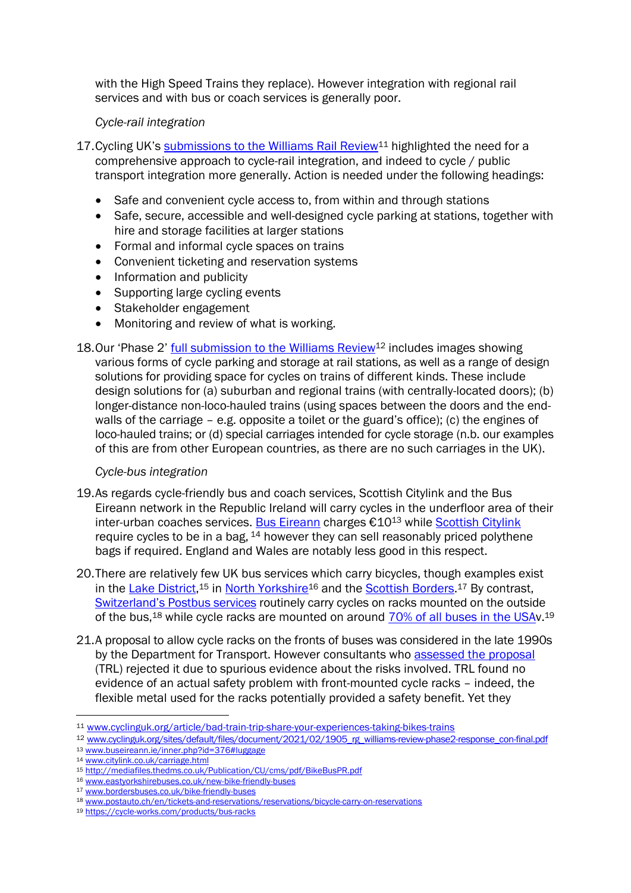with the High Speed Trains they replace). However integration with regional rail services and with bus or coach services is generally poor.

*Cycle-rail integration*

17. Cycling UK's submissions to the Williams Rail Review[11] highlighted the need for a comprehensive approach to cycle-rail integration, and indeed to cycle / public transport integration more generally. Action is needed under the following headings:

    - Safe and convenient cycle access to, from within and through stations
    - Safe, secure, accessible and well-designed cycle parking at stations, together with hire and storage facilities at larger stations
    - Formal and informal cycle spaces on trains
    - Convenient ticketing and reservation systems
    - Information and publicity
    - Supporting large cycling events
    - Stakeholder engagement
    - Monitoring and review of what is working.

18. Our 'Phase 2' full submission to the Williams Review[12] includes images showing various forms of cycle parking and storage at rail stations, as well as a range of design solutions for providing space for cycles on trains of different kinds. These include design solutions for (a) suburban and regional trains (with centrally-located doors); (b) longer-distance non-loco-hauled trains (using spaces between the doors and the end-walls of the carriage – e.g. opposite a toilet or the guard's office); (c) the engines of loco-hauled trains; or (d) special carriages intended for cycle storage (n.b. our examples of this are from other European countries, as there are no such carriages in the UK).

*Cycle-bus integration*

19. As regards cycle-friendly bus and coach services, Scottish Citylink and the Bus Eireann network in the Republic Ireland will carry cycles in the underfloor area of their inter-urban coaches services. Bus Eireann charges €10[13] while Scottish Citylink require cycles to be in a bag, [14] however they can sell reasonably priced polythene bags if required. England and Wales are notably less good in this respect.

20. There are relatively few UK bus services which carry bicycles, though examples exist in the Lake District,[15] in North Yorkshire[16] and the Scottish Borders.[17] By contrast, Switzerland's Postbus services routinely carry cycles on racks mounted on the outside of the bus,[18] while cycle racks are mounted on around 70% of all buses in the USAv.[19]

21. A proposal to allow cycle racks on the fronts of buses was considered in the late 1990s by the Department for Transport. However consultants who assessed the proposal (TRL) rejected it due to spurious evidence about the risks involved. TRL found no evidence of an actual safety problem with front-mounted cycle racks – indeed, the flexible metal used for the racks potentially provided a safety benefit. Yet they

---

[11] www.cyclinguk.org/article/bad-train-trip-share-your-experiences-taking-bikes-trains
[12] www.cyclinguk.org/sites/default/files/document/2021/02/1905_rg_williams-review-phase2-response_con-final.pdf
[13] www.buseireann.ie/inner.php?id=376#luggage
[14] www.citylink.co.uk/carriage.html
[15] http://mediafiles.thedms.co.uk/Publication/CU/cms/pdf/BikeBusPR.pdf
[16] www.eastyorkshirebuses.co.uk/new-bike-friendly-buses
[17] www.bordersbuses.co.uk/bike-friendly-buses
[18] www.postauto.ch/en/tickets-and-reservations/reservations/bicycle-carry-on-reservations
[19] https://cycle-works.com/products/bus-racks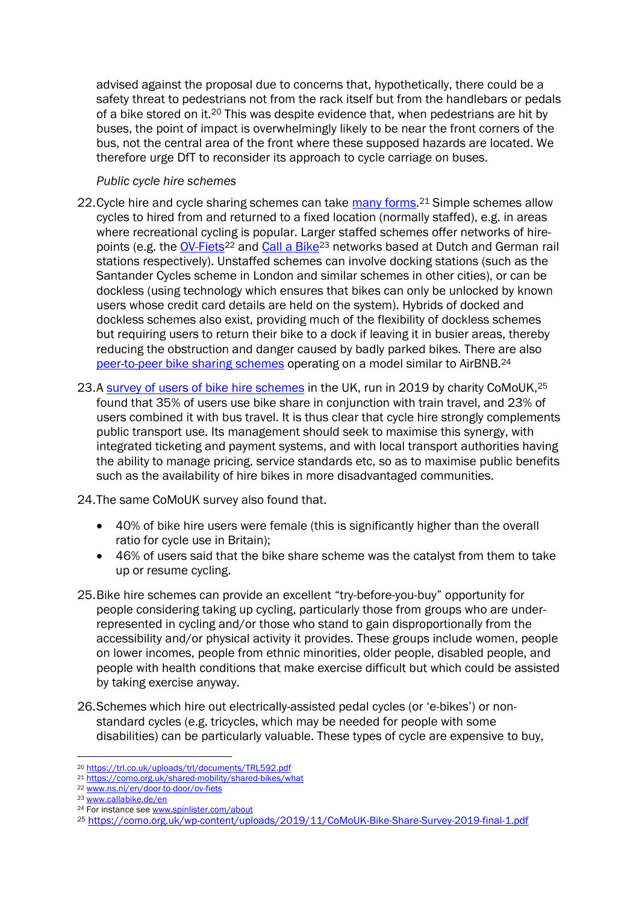advised against the proposal due to concerns that, hypothetically, there could be a safety threat to pedestrians not from the rack itself but from the handlebars or pedals of a bike stored on it.[20] This was despite evidence that, when pedestrians are hit by buses, the point of impact is overwhelmingly likely to be near the front corners of the bus, not the central area of the front where these supposed hazards are located. We therefore urge DfT to reconsider its approach to cycle carriage on buses.

*Public cycle hire schemes*

22. Cycle hire and cycle sharing schemes can take many forms.[21] Simple schemes allow cycles to hired from and returned to a fixed location (normally staffed), e.g. in areas where recreational cycling is popular. Larger staffed schemes offer networks of hire-points (e.g. the OV-Fiets[22] and Call a Bike[23] networks based at Dutch and German rail stations respectively). Unstaffed schemes can involve docking stations (such as the Santander Cycles scheme in London and similar schemes in other cities), or can be dockless (using technology which ensures that bikes can only be unlocked by known users whose credit card details are held on the system). Hybrids of docked and dockless schemes also exist, providing much of the flexibility of dockless schemes but requiring users to return their bike to a dock if leaving it in busier areas, thereby reducing the obstruction and danger caused by badly parked bikes. There are also peer-to-peer bike sharing schemes operating on a model similar to AirBNB.[24]

23. A survey of users of bike hire schemes in the UK, run in 2019 by charity CoMoUK,[25] found that 35% of users use bike share in conjunction with train travel, and 23% of users combined it with bus travel. It is thus clear that cycle hire strongly complements public transport use. Its management should seek to maximise this synergy, with integrated ticketing and payment systems, and with local transport authorities having the ability to manage pricing, service standards etc, so as to maximise public benefits such as the availability of hire bikes in more disadvantaged communities.

24. The same CoMoUK survey also found that.

- 40% of bike hire users were female (this is significantly higher than the overall ratio for cycle use in Britain);
- 46% of users said that the bike share scheme was the catalyst from them to take up or resume cycling.

25. Bike hire schemes can provide an excellent "try-before-you-buy" opportunity for people considering taking up cycling, particularly those from groups who are under-represented in cycling and/or those who stand to gain disproportionally from the accessibility and/or physical activity it provides. These groups include women, people on lower incomes, people from ethnic minorities, older people, disabled people, and people with health conditions that make exercise difficult but which could be assisted by taking exercise anyway.

26. Schemes which hire out electrically-assisted pedal cycles (or 'e-bikes') or non-standard cycles (e.g. tricycles, which may be needed for people with some disabilities) can be particularly valuable. These types of cycle are expensive to buy,

[20] https://trl.co.uk/uploads/trl/documents/TRL592.pdf
[21] https://como.org.uk/shared-mobility/shared-bikes/what
[22] www.ns.nl/en/door-to-door/ov-fiets
[23] www.callabike.de/en
[24] For instance see www.spinlister.com/about
[25] https://como.org.uk/wp-content/uploads/2019/11/CoMoUK-Bike-Share-Survey-2019-final-1.pdf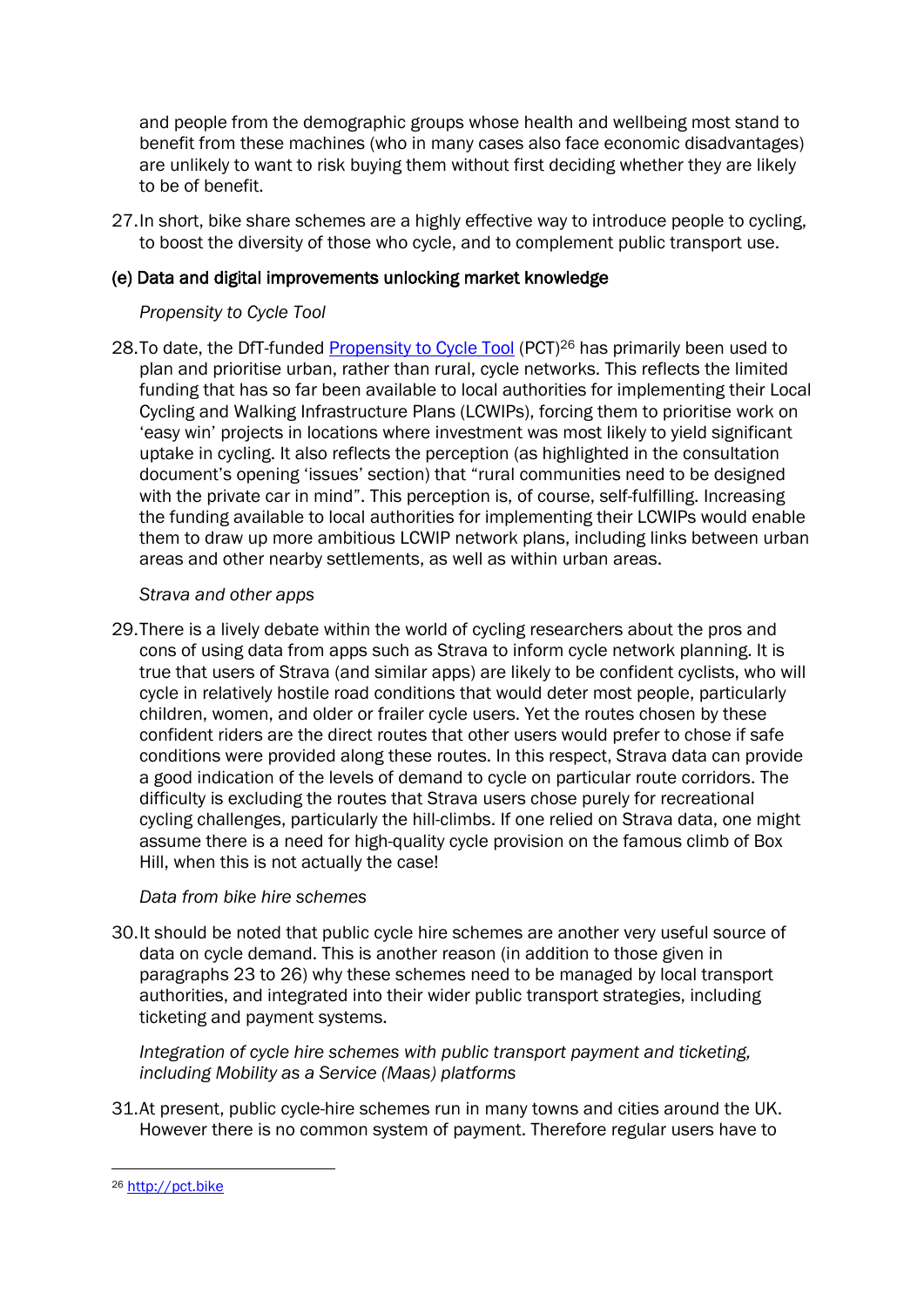and people from the demographic groups whose health and wellbeing most stand to benefit from these machines (who in many cases also face economic disadvantages) are unlikely to want to risk buying them without first deciding whether they are likely to be of benefit.

27. In short, bike share schemes are a highly effective way to introduce people to cycling, to boost the diversity of those who cycle, and to complement public transport use.

### (e) Data and digital improvements unlocking market knowledge

*Propensity to Cycle Tool*

28. To date, the DfT-funded [Propensity to Cycle Tool](http://pct.bike) (PCT)[26] has primarily been used to plan and prioritise urban, rather than rural, cycle networks. This reflects the limited funding that has so far been available to local authorities for implementing their Local Cycling and Walking Infrastructure Plans (LCWIPs), forcing them to prioritise work on 'easy win' projects in locations where investment was most likely to yield significant uptake in cycling. It also reflects the perception (as highlighted in the consultation document's opening 'issues' section) that "rural communities need to be designed with the private car in mind". This perception is, of course, self-fulfilling. Increasing the funding available to local authorities for implementing their LCWIPs would enable them to draw up more ambitious LCWIP network plans, including links between urban areas and other nearby settlements, as well as within urban areas.

*Strava and other apps*

29. There is a lively debate within the world of cycling researchers about the pros and cons of using data from apps such as Strava to inform cycle network planning. It is true that users of Strava (and similar apps) are likely to be confident cyclists, who will cycle in relatively hostile road conditions that would deter most people, particularly children, women, and older or frailer cycle users. Yet the routes chosen by these confident riders are the direct routes that other users would prefer to chose if safe conditions were provided along these routes. In this respect, Strava data can provide a good indication of the levels of demand to cycle on particular route corridors. The difficulty is excluding the routes that Strava users chose purely for recreational cycling challenges, particularly the hill-climbs. If one relied on Strava data, one might assume there is a need for high-quality cycle provision on the famous climb of Box Hill, when this is not actually the case!

*Data from bike hire schemes*

30. It should be noted that public cycle hire schemes are another very useful source of data on cycle demand. This is another reason (in addition to those given in paragraphs 23 to 26) why these schemes need to be managed by local transport authorities, and integrated into their wider public transport strategies, including ticketing and payment systems.

*Integration of cycle hire schemes with public transport payment and ticketing, including Mobility as a Service (Maas) platforms*

31. At present, public cycle-hire schemes run in many towns and cities around the UK. However there is no common system of payment. Therefore regular users have to

[26] [http://pct.bike](http://pct.bike)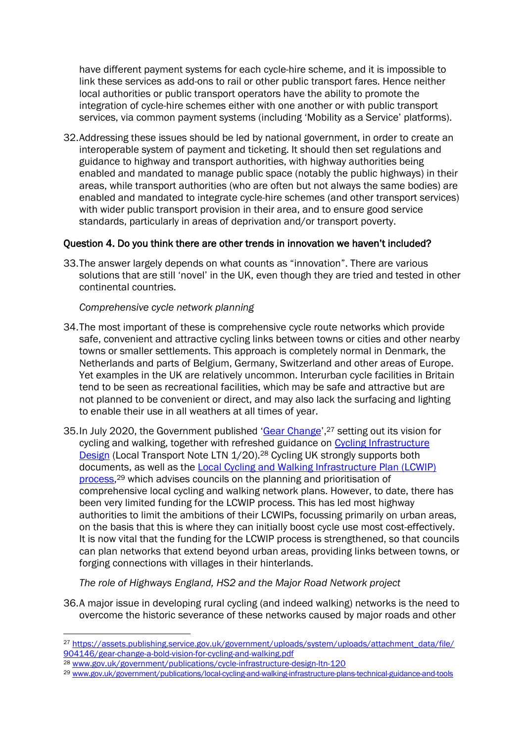have different payment systems for each cycle-hire scheme, and it is impossible to link these services as add-ons to rail or other public transport fares. Hence neither local authorities or public transport operators have the ability to promote the integration of cycle-hire schemes either with one another or with public transport services, via common payment systems (including 'Mobility as a Service' platforms).

32. Addressing these issues should be led by national government, in order to create an interoperable system of payment and ticketing. It should then set regulations and guidance to highway and transport authorities, with highway authorities being enabled and mandated to manage public space (notably the public highways) in their areas, while transport authorities (who are often but not always the same bodies) are enabled and mandated to integrate cycle-hire schemes (and other transport services) with wider public transport provision in their area, and to ensure good service standards, particularly in areas of deprivation and/or transport poverty.

### Question 4. Do you think there are other trends in innovation we haven't included?

33. The answer largely depends on what counts as "innovation". There are various solutions that are still 'novel' in the UK, even though they are tried and tested in other continental countries.

*Comprehensive cycle network planning*

34. The most important of these is comprehensive cycle route networks which provide safe, convenient and attractive cycling links between towns or cities and other nearby towns or smaller settlements. This approach is completely normal in Denmark, the Netherlands and parts of Belgium, Germany, Switzerland and other areas of Europe. Yet examples in the UK are relatively uncommon. Interurban cycle facilities in Britain tend to be seen as recreational facilities, which may be safe and attractive but are not planned to be convenient or direct, and may also lack the surfacing and lighting to enable their use in all weathers at all times of year.

35. In July 2020, the Government published '[Gear Change](https://assets.publishing.service.gov.uk/government/uploads/system/uploads/attachment_data/file/904146/gear-change-a-bold-vision-for-cycling-and-walking.pdf)',[27] setting out its vision for cycling and walking, together with refreshed guidance on [Cycling Infrastructure Design](https://www.gov.uk/government/publications/cycle-infrastructure-design-ltn-120) (Local Transport Note LTN 1/20).[28] Cycling UK strongly supports both documents, as well as the [Local Cycling and Walking Infrastructure Plan (LCWIP) process](https://www.gov.uk/government/publications/local-cycling-and-walking-infrastructure-plans-technical-guidance-and-tools),[29] which advises councils on the planning and prioritisation of comprehensive local cycling and walking network plans. However, to date, there has been very limited funding for the LCWIP process. This has led most highway authorities to limit the ambitions of their LCWIPs, focussing primarily on urban areas, on the basis that this is where they can initially boost cycle use most cost-effectively. It is now vital that the funding for the LCWIP process is strengthened, so that councils can plan networks that extend beyond urban areas, providing links between towns, or forging connections with villages in their hinterlands.

*The role of Highways England, HS2 and the Major Road Network project*

36. A major issue in developing rural cycling (and indeed walking) networks is the need to overcome the historic severance of these networks caused by major roads and other

---

[27] https://assets.publishing.service.gov.uk/government/uploads/system/uploads/attachment_data/file/904146/gear-change-a-bold-vision-for-cycling-and-walking.pdf

[28] www.gov.uk/government/publications/cycle-infrastructure-design-ltn-120

[29] www.gov.uk/government/publications/local-cycling-and-walking-infrastructure-plans-technical-guidance-and-tools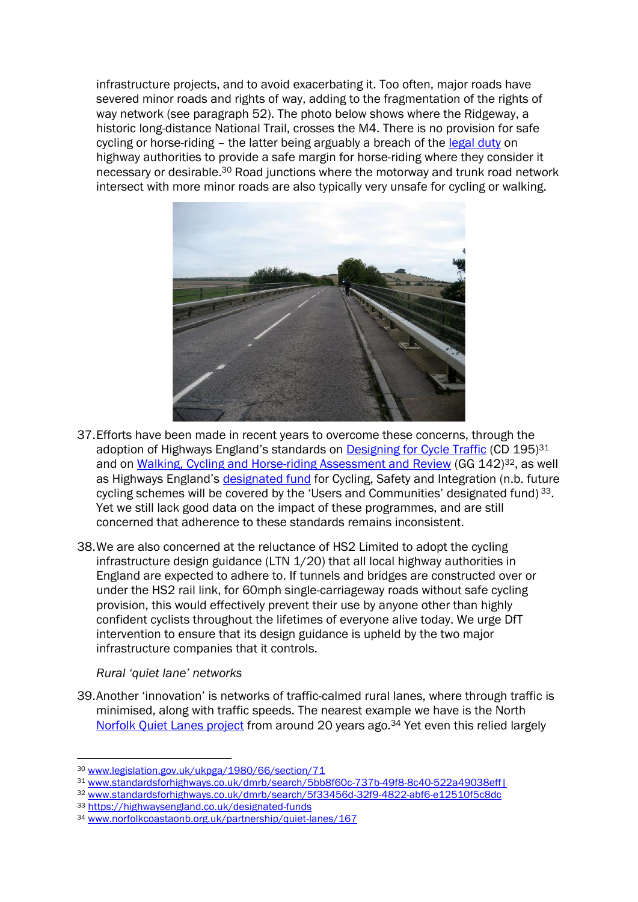infrastructure projects, and to avoid exacerbating it. Too often, major roads have severed minor roads and rights of way, adding to the fragmentation of the rights of way network (see paragraph 52). The photo below shows where the Ridgeway, a historic long-distance National Trail, crosses the M4. There is no provision for safe cycling or horse-riding – the latter being arguably a breach of the legal duty on highway authorities to provide a safe margin for horse-riding where they consider it necessary or desirable.[30] Road junctions where the motorway and trunk road network intersect with more minor roads are also typically very unsafe for cycling or walking.

37. Efforts have been made in recent years to overcome these concerns, through the adoption of Highways England's standards on Designing for Cycle Traffic (CD 195)[31] and on Walking, Cycling and Horse-riding Assessment and Review (GG 142)[32], as well as Highways England's designated fund for Cycling, Safety and Integration (n.b. future cycling schemes will be covered by the 'Users and Communities' designated fund) [33]. Yet we still lack good data on the impact of these programmes, and are still concerned that adherence to these standards remains inconsistent.

38. We are also concerned at the reluctance of HS2 Limited to adopt the cycling infrastructure design guidance (LTN 1/20) that all local highway authorities in England are expected to adhere to. If tunnels and bridges are constructed over or under the HS2 rail link, for 60mph single-carriageway roads without safe cycling provision, this would effectively prevent their use by anyone other than highly confident cyclists throughout the lifetimes of everyone alive today. We urge DfT intervention to ensure that its design guidance is upheld by the two major infrastructure companies that it controls.

*Rural 'quiet lane' networks*

39. Another 'innovation' is networks of traffic-calmed rural lanes, where through traffic is minimised, along with traffic speeds. The nearest example we have is the North Norfolk Quiet Lanes project from around 20 years ago.[34] Yet even this relied largely

---

[30] www.legislation.gov.uk/ukpga/1980/66/section/71

[31] www.standardsforhighways.co.uk/dmrb/search/5bb8f60c-737b-49f8-8c40-522a49038eff|

[32] www.standardsforhighways.co.uk/dmrb/search/5f33456d-32f9-4822-abf6-e12510f5c8dc

[33] https://highwaysengland.co.uk/designated-funds

[34] www.norfolkcoastaonb.org.uk/partnership/quiet-lanes/167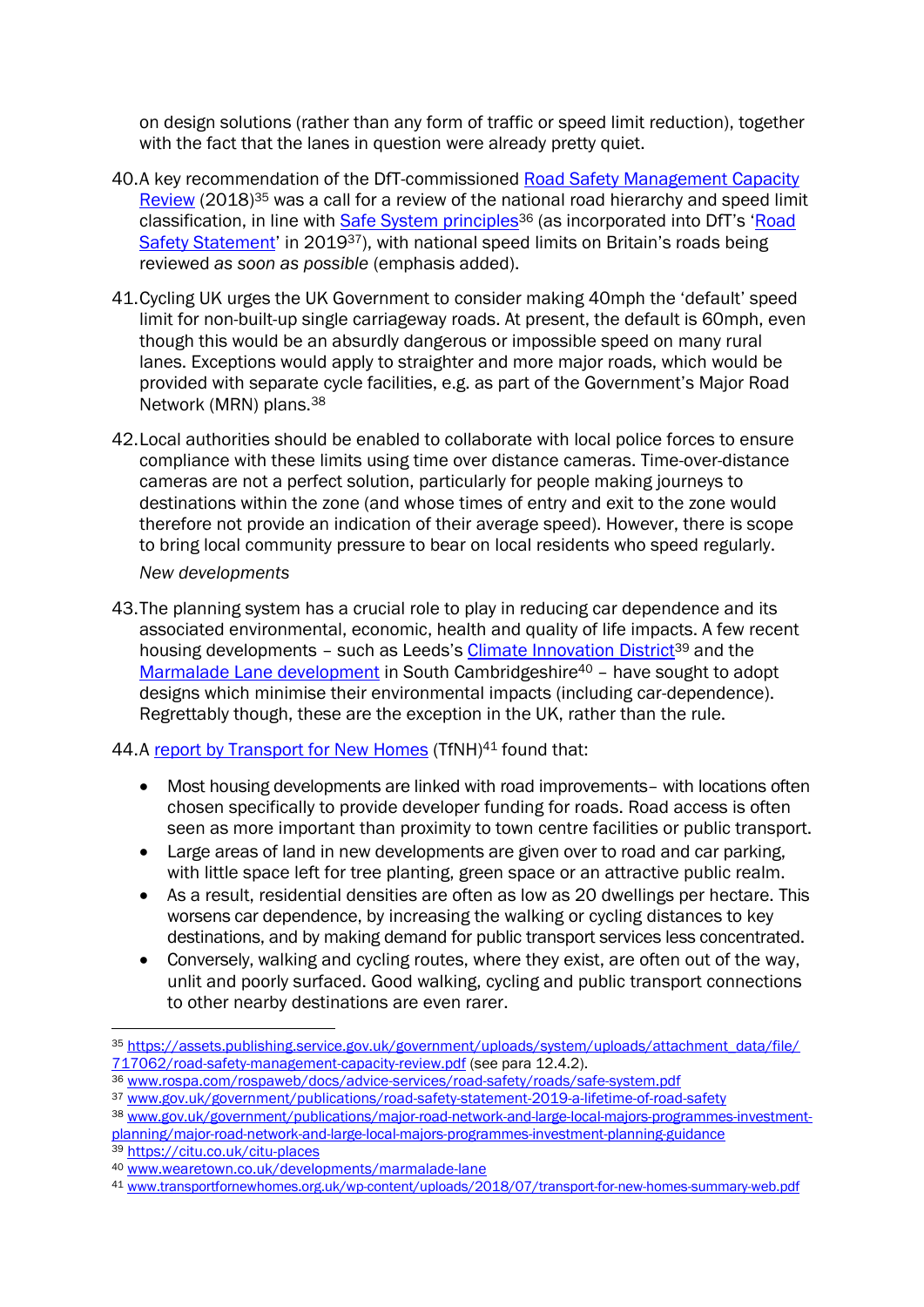on design solutions (rather than any form of traffic or speed limit reduction), together with the fact that the lanes in question were already pretty quiet.

40. A key recommendation of the DfT-commissioned Road Safety Management Capacity Review (2018)[35] was a call for a review of the national road hierarchy and speed limit classification, in line with Safe System principles[36] (as incorporated into DfT's 'Road Safety Statement' in 2019[37]), with national speed limits on Britain's roads being reviewed *as soon as possible* (emphasis added).

41. Cycling UK urges the UK Government to consider making 40mph the 'default' speed limit for non-built-up single carriageway roads. At present, the default is 60mph, even though this would be an absurdly dangerous or impossible speed on many rural lanes. Exceptions would apply to straighter and more major roads, which would be provided with separate cycle facilities, e.g. as part of the Government's Major Road Network (MRN) plans.[38]

42. Local authorities should be enabled to collaborate with local police forces to ensure compliance with these limits using time over distance cameras. Time-over-distance cameras are not a perfect solution, particularly for people making journeys to destinations within the zone (and whose times of entry and exit to the zone would therefore not provide an indication of their average speed). However, there is scope to bring local community pressure to bear on local residents who speed regularly.

*New developments*

43. The planning system has a crucial role to play in reducing car dependence and its associated environmental, economic, health and quality of life impacts. A few recent housing developments – such as Leeds's Climate Innovation District[39] and the Marmalade Lane development in South Cambridgeshire[40] – have sought to adopt designs which minimise their environmental impacts (including car-dependence). Regrettably though, these are the exception in the UK, rather than the rule.

44. A report by Transport for New Homes (TfNH)[41] found that:

- Most housing developments are linked with road improvements– with locations often chosen specifically to provide developer funding for roads. Road access is often seen as more important than proximity to town centre facilities or public transport.
- Large areas of land in new developments are given over to road and car parking, with little space left for tree planting, green space or an attractive public realm.
- As a result, residential densities are often as low as 20 dwellings per hectare. This worsens car dependence, by increasing the walking or cycling distances to key destinations, and by making demand for public transport services less concentrated.
- Conversely, walking and cycling routes, where they exist, are often out of the way, unlit and poorly surfaced. Good walking, cycling and public transport connections to other nearby destinations are even rarer.

---

[35] https://assets.publishing.service.gov.uk/government/uploads/system/uploads/attachment_data/file/717062/road-safety-management-capacity-review.pdf (see para 12.4.2).

[36] www.rospa.com/rospaweb/docs/advice-services/road-safety/roads/safe-system.pdf

[37] www.gov.uk/government/publications/road-safety-statement-2019-a-lifetime-of-road-safety

[38] www.gov.uk/government/publications/major-road-network-and-large-local-majors-programmes-investment-planning/major-road-network-and-large-local-majors-programmes-investment-planning-guidance

[39] https://citu.co.uk/citu-places

[40] www.wearetown.co.uk/developments/marmalade-lane

[41] www.transportfornewhomes.org.uk/wp-content/uploads/2018/07/transport-for-new-homes-summary-web.pdf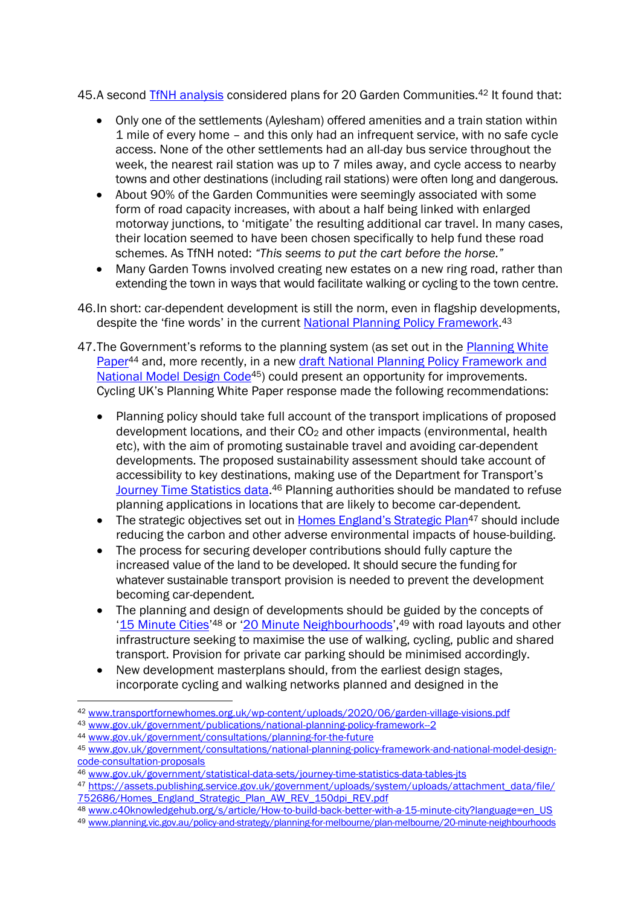45. A second TfNH analysis considered plans for 20 Garden Communities.[42] It found that:

- Only one of the settlements (Aylesham) offered amenities and a train station within 1 mile of every home – and this only had an infrequent service, with no safe cycle access. None of the other settlements had an all-day bus service throughout the week, the nearest rail station was up to 7 miles away, and cycle access to nearby towns and other destinations (including rail stations) were often long and dangerous.
- About 90% of the Garden Communities were seemingly associated with some form of road capacity increases, with about a half being linked with enlarged motorway junctions, to 'mitigate' the resulting additional car travel. In many cases, their location seemed to have been chosen specifically to help fund these road schemes. As TfNH noted: *"This seems to put the cart before the horse."*
- Many Garden Towns involved creating new estates on a new ring road, rather than extending the town in ways that would facilitate walking or cycling to the town centre.

46. In short: car-dependent development is still the norm, even in flagship developments, despite the 'fine words' in the current National Planning Policy Framework.[43]

47. The Government's reforms to the planning system (as set out in the Planning White Paper[44] and, more recently, in a new draft National Planning Policy Framework and National Model Design Code[45]) could present an opportunity for improvements. Cycling UK's Planning White Paper response made the following recommendations:

- Planning policy should take full account of the transport implications of proposed development locations, and their $CO_2$ and other impacts (environmental, health etc), with the aim of promoting sustainable travel and avoiding car-dependent developments. The proposed sustainability assessment should take account of accessibility to key destinations, making use of the Department for Transport's Journey Time Statistics data.[46] Planning authorities should be mandated to refuse planning applications in locations that are likely to become car-dependent.
- The strategic objectives set out in Homes England's Strategic Plan[47] should include reducing the carbon and other adverse environmental impacts of house-building.
- The process for securing developer contributions should fully capture the increased value of the land to be developed. It should secure the funding for whatever sustainable transport provision is needed to prevent the development becoming car-dependent.
- The planning and design of developments should be guided by the concepts of '15 Minute Cities'[48] or '20 Minute Neighbourhoods',[49] with road layouts and other infrastructure seeking to maximise the use of walking, cycling, public and shared transport. Provision for private car parking should be minimised accordingly.
- New development masterplans should, from the earliest design stages, incorporate cycling and walking networks planned and designed in the

[42] www.transportfornewhomes.org.uk/wp-content/uploads/2020/06/garden-village-visions.pdf
[43] www.gov.uk/government/publications/national-planning-policy-framework--2
[44] www.gov.uk/government/consultations/planning-for-the-future
[45] www.gov.uk/government/consultations/national-planning-policy-framework-and-national-model-design-code-consultation-proposals
[46] www.gov.uk/government/statistical-data-sets/journey-time-statistics-data-tables-jts
[47] https://assets.publishing.service.gov.uk/government/uploads/system/uploads/attachment_data/file/752686/Homes_England_Strategic_Plan_AW_REV_150dpi_REV.pdf
[48] www.c40knowledgehub.org/s/article/How-to-build-back-better-with-a-15-minute-city?language=en_US
[49] www.planning.vic.gov.au/policy-and-strategy/planning-for-melbourne/plan-melbourne/20-minute-neighbourhoods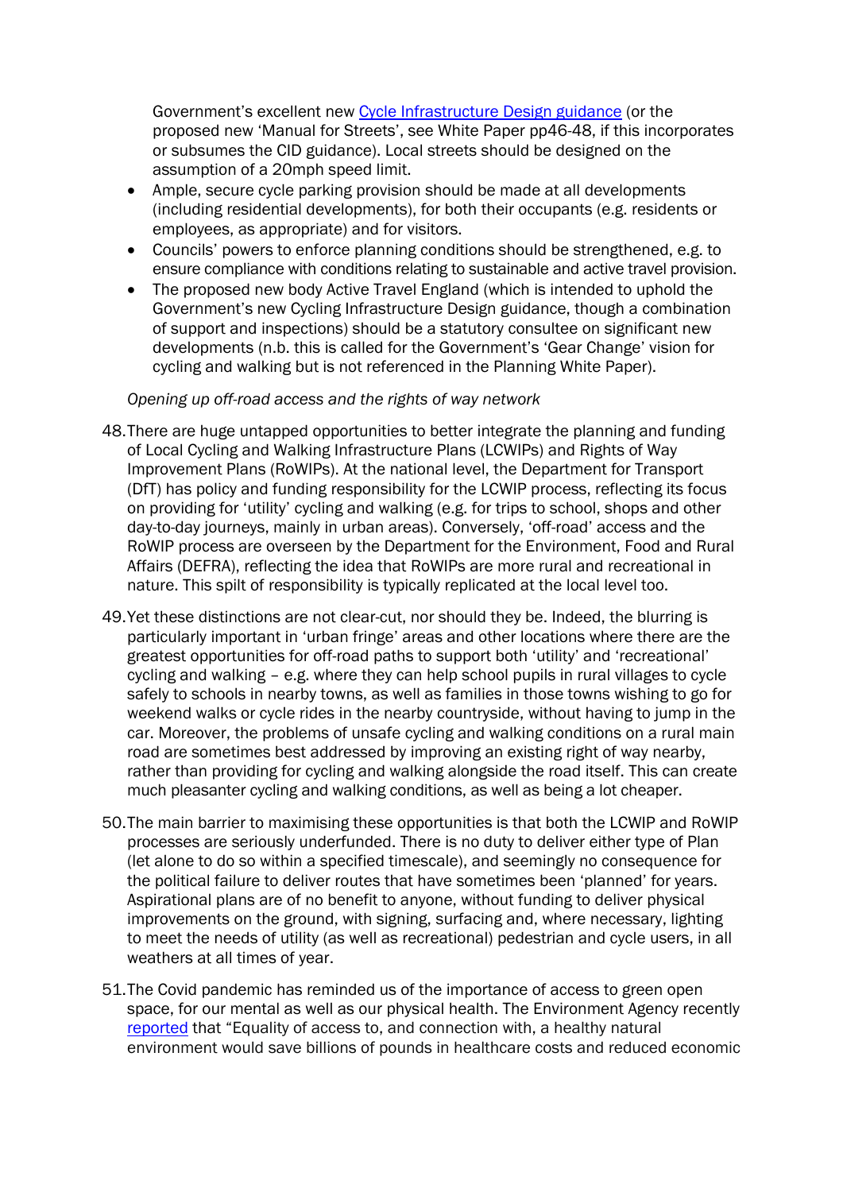Government's excellent new [Cycle Infrastructure Design guidance](#) (or the proposed new 'Manual for Streets', see White Paper pp46-48, if this incorporates or subsumes the CID guidance). Local streets should be designed on the assumption of a 20mph speed limit.

- Ample, secure cycle parking provision should be made at all developments (including residential developments), for both their occupants (e.g. residents or employees, as appropriate) and for visitors.
- Councils' powers to enforce planning conditions should be strengthened, e.g. to ensure compliance with conditions relating to sustainable and active travel provision.
- The proposed new body Active Travel England (which is intended to uphold the Government's new Cycling Infrastructure Design guidance, though a combination of support and inspections) should be a statutory consultee on significant new developments (n.b. this is called for the Government's 'Gear Change' vision for cycling and walking but is not referenced in the Planning White Paper).

*Opening up off-road access and the rights of way network*

48. There are huge untapped opportunities to better integrate the planning and funding of Local Cycling and Walking Infrastructure Plans (LCWIPs) and Rights of Way Improvement Plans (RoWIPs). At the national level, the Department for Transport (DfT) has policy and funding responsibility for the LCWIP process, reflecting its focus on providing for 'utility' cycling and walking (e.g. for trips to school, shops and other day-to-day journeys, mainly in urban areas). Conversely, 'off-road' access and the RoWIP process are overseen by the Department for the Environment, Food and Rural Affairs (DEFRA), reflecting the idea that RoWIPs are more rural and recreational in nature. This spilt of responsibility is typically replicated at the local level too.

49. Yet these distinctions are not clear-cut, nor should they be. Indeed, the blurring is particularly important in 'urban fringe' areas and other locations where there are the greatest opportunities for off-road paths to support both 'utility' and 'recreational' cycling and walking – e.g. where they can help school pupils in rural villages to cycle safely to schools in nearby towns, as well as families in those towns wishing to go for weekend walks or cycle rides in the nearby countryside, without having to jump in the car. Moreover, the problems of unsafe cycling and walking conditions on a rural main road are sometimes best addressed by improving an existing right of way nearby, rather than providing for cycling and walking alongside the road itself. This can create much pleasanter cycling and walking conditions, as well as being a lot cheaper.

50. The main barrier to maximising these opportunities is that both the LCWIP and RoWIP processes are seriously underfunded. There is no duty to deliver either type of Plan (let alone to do so within a specified timescale), and seemingly no consequence for the political failure to deliver routes that have sometimes been 'planned' for years. Aspirational plans are of no benefit to anyone, without funding to deliver physical improvements on the ground, with signing, surfacing and, where necessary, lighting to meet the needs of utility (as well as recreational) pedestrian and cycle users, in all weathers at all times of year.

51. The Covid pandemic has reminded us of the importance of access to green open space, for our mental as well as our physical health. The Environment Agency recently [reported](#) that "Equality of access to, and connection with, a healthy natural environment would save billions of pounds in healthcare costs and reduced economic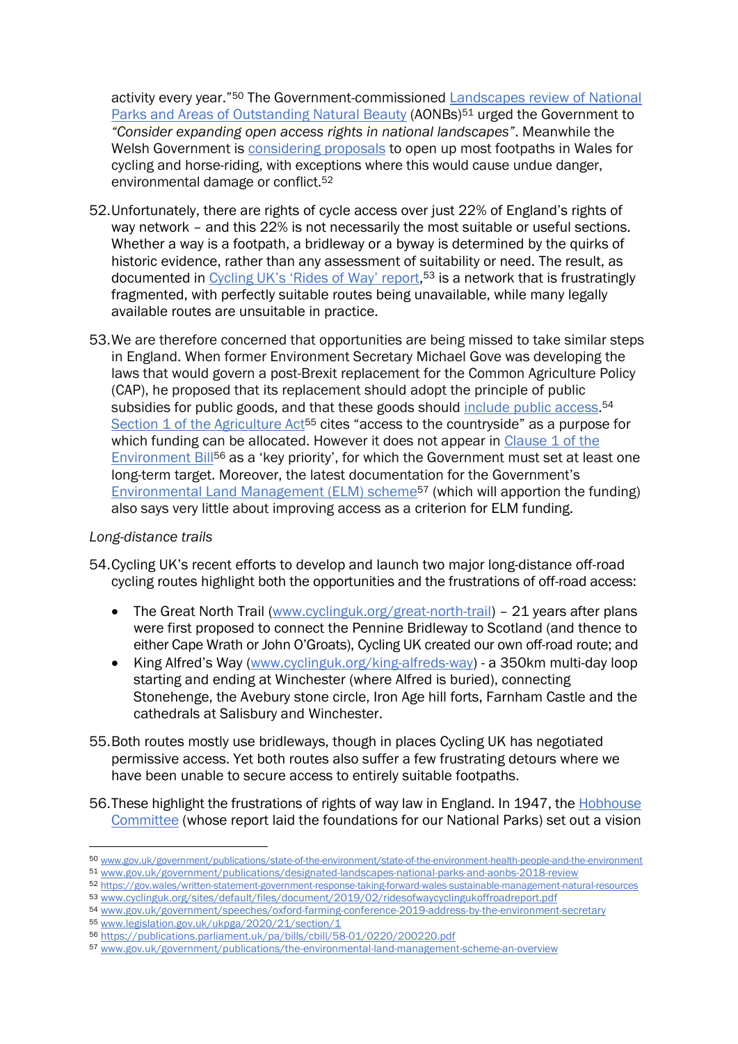activity every year."[50] The Government-commissioned Landscapes review of National Parks and Areas of Outstanding Natural Beauty (AONBs)[51] urged the Government to *"Consider expanding open access rights in national landscapes"*. Meanwhile the Welsh Government is considering proposals to open up most footpaths in Wales for cycling and horse-riding, with exceptions where this would cause undue danger, environmental damage or conflict.[52]

52. Unfortunately, there are rights of cycle access over just 22% of England's rights of way network – and this 22% is not necessarily the most suitable or useful sections. Whether a way is a footpath, a bridleway or a byway is determined by the quirks of historic evidence, rather than any assessment of suitability or need. The result, as documented in Cycling UK's 'Rides of Way' report,[53] is a network that is frustratingly fragmented, with perfectly suitable routes being unavailable, while many legally available routes are unsuitable in practice.

53. We are therefore concerned that opportunities are being missed to take similar steps in England. When former Environment Secretary Michael Gove was developing the laws that would govern a post-Brexit replacement for the Common Agriculture Policy (CAP), he proposed that its replacement should adopt the principle of public subsidies for public goods, and that these goods should include public access.[54] Section 1 of the Agriculture Act[55] cites "access to the countryside" as a purpose for which funding can be allocated. However it does not appear in Clause 1 of the Environment Bill[56] as a 'key priority', for which the Government must set at least one long-term target. Moreover, the latest documentation for the Government's Environmental Land Management (ELM) scheme[57] (which will apportion the funding) also says very little about improving access as a criterion for ELM funding.

*Long-distance trails*

54. Cycling UK's recent efforts to develop and launch two major long-distance off-road cycling routes highlight both the opportunities and the frustrations of off-road access:

    - The Great North Trail (www.cyclinguk.org/great-north-trail) – 21 years after plans were first proposed to connect the Pennine Bridleway to Scotland (and thence to either Cape Wrath or John O'Groats), Cycling UK created our own off-road route; and
    - King Alfred's Way (www.cyclinguk.org/king-alfreds-way) - a 350km multi-day loop starting and ending at Winchester (where Alfred is buried), connecting Stonehenge, the Avebury stone circle, Iron Age hill forts, Farnham Castle and the cathedrals at Salisbury and Winchester.

55. Both routes mostly use bridleways, though in places Cycling UK has negotiated permissive access. Yet both routes also suffer a few frustrating detours where we have been unable to secure access to entirely suitable footpaths.

56. These highlight the frustrations of rights of way law in England. In 1947, the Hobhouse Committee (whose report laid the foundations for our National Parks) set out a vision

---

[50] www.gov.uk/government/publications/state-of-the-environment/state-of-the-environment-health-people-and-the-environment
[51] www.gov.uk/government/publications/designated-landscapes-national-parks-and-aonbs-2018-review
[52] https://gov.wales/written-statement-government-response-taking-forward-wales-sustainable-management-natural-resources
[53] www.cyclinguk.org/sites/default/files/document/2019/02/ridesofwaycyclingukoffroadreport.pdf
[54] www.gov.uk/government/speeches/oxford-farming-conference-2019-address-by-the-environment-secretary
[55] www.legislation.gov.uk/ukpga/2020/21/section/1
[56] https://publications.parliament.uk/pa/bills/cbill/58-01/0220/200220.pdf
[57] www.gov.uk/government/publications/the-environmental-land-management-scheme-an-overview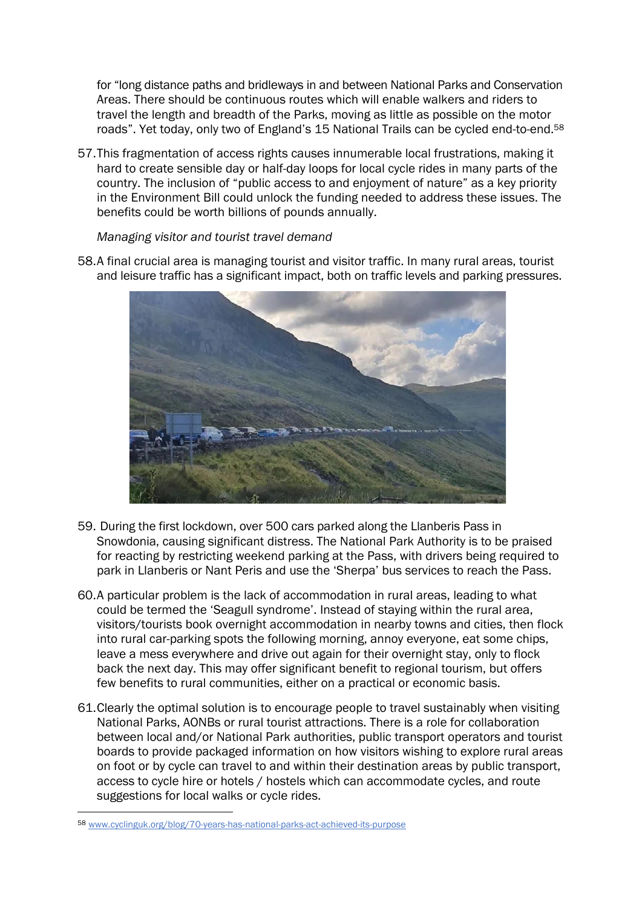for "long distance paths and bridleways in and between National Parks and Conservation Areas. There should be continuous routes which will enable walkers and riders to travel the length and breadth of the Parks, moving as little as possible on the motor roads". Yet today, only two of England's 15 National Trails can be cycled end-to-end.[58]

57. This fragmentation of access rights causes innumerable local frustrations, making it hard to create sensible day or half-day loops for local cycle rides in many parts of the country. The inclusion of "public access to and enjoyment of nature" as a key priority in the Environment Bill could unlock the funding needed to address these issues. The benefits could be worth billions of pounds annually.

*Managing visitor and tourist travel demand*

58. A final crucial area is managing tourist and visitor traffic. In many rural areas, tourist and leisure traffic has a significant impact, both on traffic levels and parking pressures.

59. During the first lockdown, over 500 cars parked along the Llanberis Pass in Snowdonia, causing significant distress. The National Park Authority is to be praised for reacting by restricting weekend parking at the Pass, with drivers being required to park in Llanberis or Nant Peris and use the 'Sherpa' bus services to reach the Pass.

60. A particular problem is the lack of accommodation in rural areas, leading to what could be termed the 'Seagull syndrome'. Instead of staying within the rural area, visitors/tourists book overnight accommodation in nearby towns and cities, then flock into rural car-parking spots the following morning, annoy everyone, eat some chips, leave a mess everywhere and drive out again for their overnight stay, only to flock back the next day. This may offer significant benefit to regional tourism, but offers few benefits to rural communities, either on a practical or economic basis.

61. Clearly the optimal solution is to encourage people to travel sustainably when visiting National Parks, AONBs or rural tourist attractions. There is a role for collaboration between local and/or National Park authorities, public transport operators and tourist boards to provide packaged information on how visitors wishing to explore rural areas on foot or by cycle can travel to and within their destination areas by public transport, access to cycle hire or hotels / hostels which can accommodate cycles, and route suggestions for local walks or cycle rides.

[58] www.cyclinguk.org/blog/70-years-has-national-parks-act-achieved-its-purpose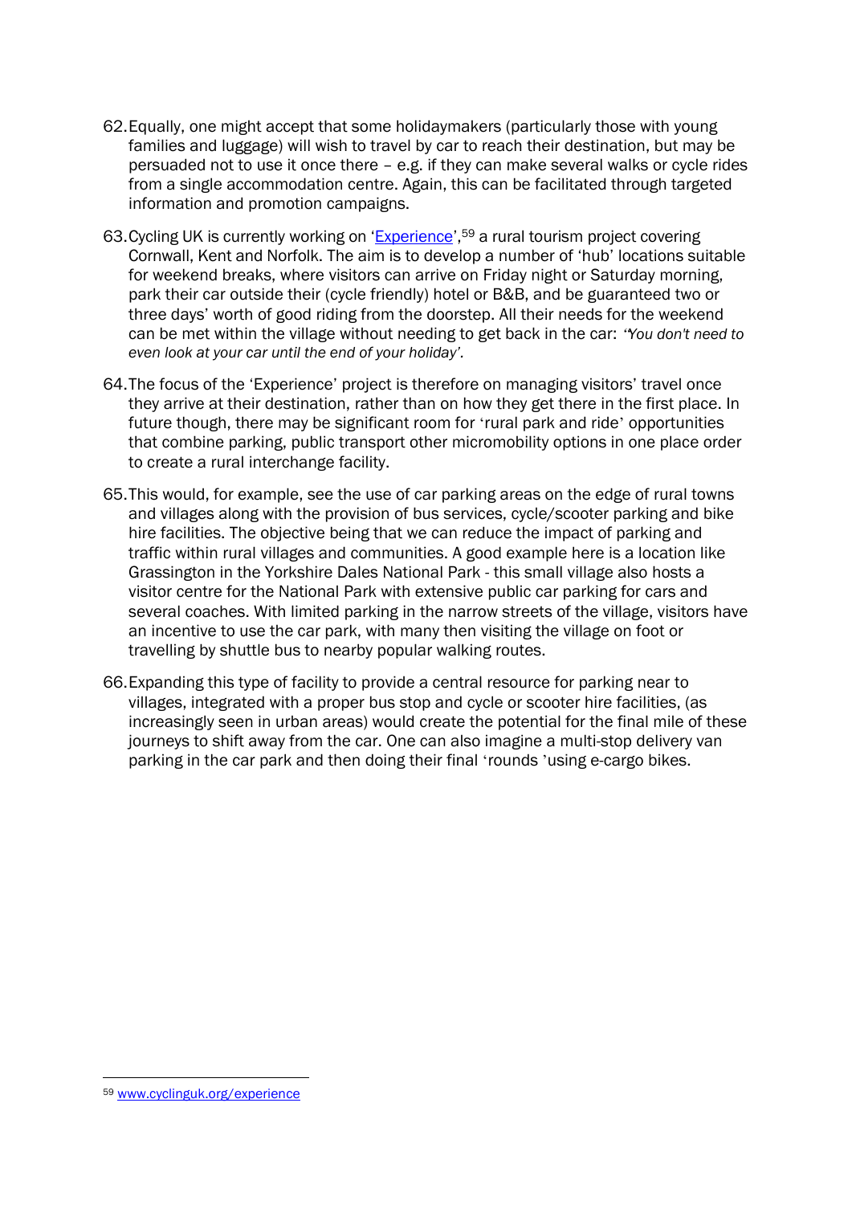62. Equally, one might accept that some holidaymakers (particularly those with young families and luggage) will wish to travel by car to reach their destination, but may be persuaded not to use it once there – e.g. if they can make several walks or cycle rides from a single accommodation centre. Again, this can be facilitated through targeted information and promotion campaigns.

63. Cycling UK is currently working on '[Experience](www.cyclinguk.org/experience)',[59] a rural tourism project covering Cornwall, Kent and Norfolk. The aim is to develop a number of 'hub' locations suitable for weekend breaks, where visitors can arrive on Friday night or Saturday morning, park their car outside their (cycle friendly) hotel or B&B, and be guaranteed two or three days' worth of good riding from the doorstep. All their needs for the weekend can be met within the village without needing to get back in the car: *"You don't need to even look at your car until the end of your holiday'.*

64. The focus of the 'Experience' project is therefore on managing visitors' travel once they arrive at their destination, rather than on how they get there in the first place. In future though, there may be significant room for 'rural park and ride' opportunities that combine parking, public transport other micromobility options in one place order to create a rural interchange facility.

65. This would, for example, see the use of car parking areas on the edge of rural towns and villages along with the provision of bus services, cycle/scooter parking and bike hire facilities. The objective being that we can reduce the impact of parking and traffic within rural villages and communities. A good example here is a location like Grassington in the Yorkshire Dales National Park - this small village also hosts a visitor centre for the National Park with extensive public car parking for cars and several coaches. With limited parking in the narrow streets of the village, visitors have an incentive to use the car park, with many then visiting the village on foot or travelling by shuttle bus to nearby popular walking routes.

66. Expanding this type of facility to provide a central resource for parking near to villages, integrated with a proper bus stop and cycle or scooter hire facilities, (as increasingly seen in urban areas) would create the potential for the final mile of these journeys to shift away from the car. One can also imagine a multi-stop delivery van parking in the car park and then doing their final 'rounds 'using e-cargo bikes.

---

[59] [www.cyclinguk.org/experience](www.cyclinguk.org/experience)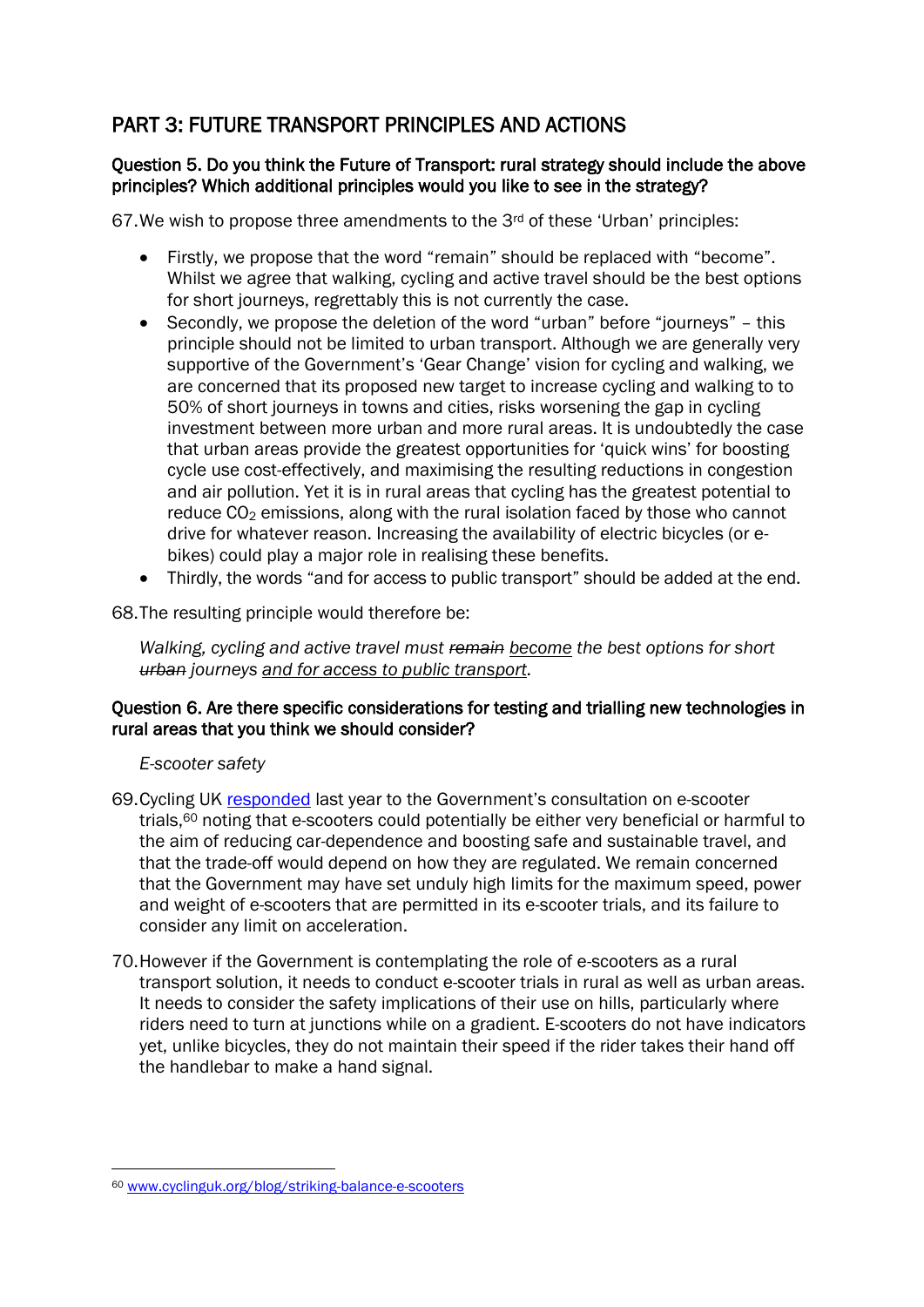## PART 3: FUTURE TRANSPORT PRINCIPLES AND ACTIONS

### Question 5. Do you think the Future of Transport: rural strategy should include the above principles? Which additional principles would you like to see in the strategy?

67. We wish to propose three amendments to the 3rd of these 'Urban' principles:

- Firstly, we propose that the word "remain" should be replaced with "become". Whilst we agree that walking, cycling and active travel should be the best options for short journeys, regrettably this is not currently the case.
- Secondly, we propose the deletion of the word "urban" before "journeys" – this principle should not be limited to urban transport. Although we are generally very supportive of the Government's 'Gear Change' vision for cycling and walking, we are concerned that its proposed new target to increase cycling and walking to to 50% of short journeys in towns and cities, risks worsening the gap in cycling investment between more urban and more rural areas. It is undoubtedly the case that urban areas provide the greatest opportunities for 'quick wins' for boosting cycle use cost-effectively, and maximising the resulting reductions in congestion and air pollution. Yet it is in rural areas that cycling has the greatest potential to reduce $CO_2$ emissions, along with the rural isolation faced by those who cannot drive for whatever reason. Increasing the availability of electric bicycles (or e-bikes) could play a major role in realising these benefits.
- Thirdly, the words "and for access to public transport" should be added at the end.

68. The resulting principle would therefore be:

> *Walking, cycling and active travel must ~~remain~~ <u>become</u> the best options for short ~~urban~~ journeys <u>and for access to public transport</u>.*

### Question 6. Are there specific considerations for testing and trialling new technologies in rural areas that you think we should consider?

*E-scooter safety*

69. Cycling UK responded last year to the Government's consultation on e-scooter trials,[60] noting that e-scooters could potentially be either very beneficial or harmful to the aim of reducing car-dependence and boosting safe and sustainable travel, and that the trade-off would depend on how they are regulated. We remain concerned that the Government may have set unduly high limits for the maximum speed, power and weight of e-scooters that are permitted in its e-scooter trials, and its failure to consider any limit on acceleration.

70. However if the Government is contemplating the role of e-scooters as a rural transport solution, it needs to conduct e-scooter trials in rural as well as urban areas. It needs to consider the safety implications of their use on hills, particularly where riders need to turn at junctions while on a gradient. E-scooters do not have indicators yet, unlike bicycles, they do not maintain their speed if the rider takes their hand off the handlebar to make a hand signal.

---

[60] www.cyclinguk.org/blog/striking-balance-e-scooters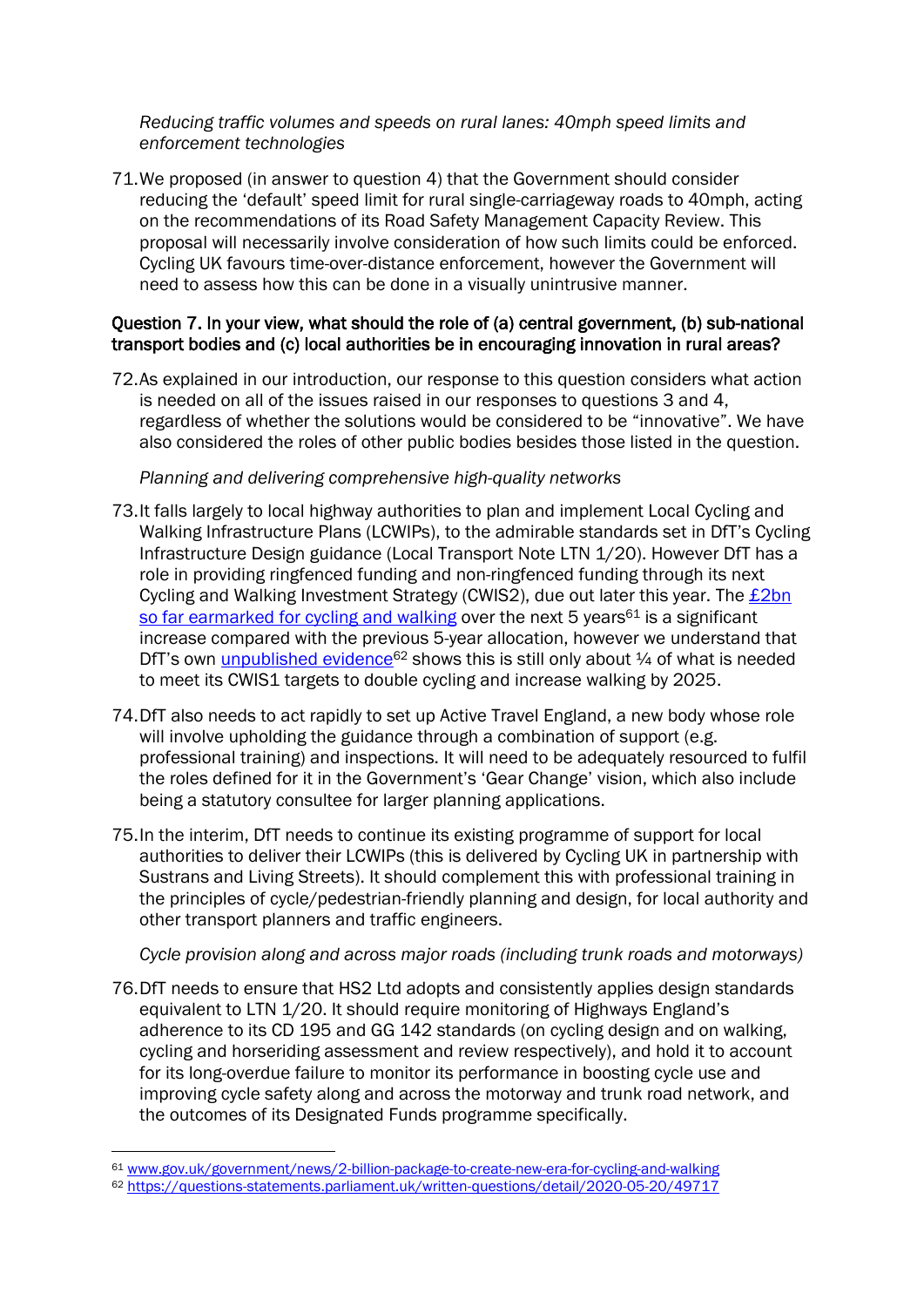*Reducing traffic volumes and speeds on rural lanes: 40mph speed limits and enforcement technologies*

71. We proposed (in answer to question 4) that the Government should consider reducing the 'default' speed limit for rural single-carriageway roads to 40mph, acting on the recommendations of its Road Safety Management Capacity Review. This proposal will necessarily involve consideration of how such limits could be enforced. Cycling UK favours time-over-distance enforcement, however the Government will need to assess how this can be done in a visually unintrusive manner.

## Question 7. In your view, what should the role of (a) central government, (b) sub-national transport bodies and (c) local authorities be in encouraging innovation in rural areas?

72. As explained in our introduction, our response to this question considers what action is needed on all of the issues raised in our responses to questions 3 and 4, regardless of whether the solutions would be considered to be "innovative". We have also considered the roles of other public bodies besides those listed in the question.

*Planning and delivering comprehensive high-quality networks*

73. It falls largely to local highway authorities to plan and implement Local Cycling and Walking Infrastructure Plans (LCWIPs), to the admirable standards set in DfT's Cycling Infrastructure Design guidance (Local Transport Note LTN 1/20). However DfT has a role in providing ringfenced funding and non-ringfenced funding through its next Cycling and Walking Investment Strategy (CWIS2), due out later this year. The [£2bn so far earmarked for cycling and walking](www.gov.uk/government/news/2-billion-package-to-create-new-era-for-cycling-and-walking) over the next 5 years[61] is a significant increase compared with the previous 5-year allocation, however we understand that DfT's own [unpublished evidence](https://questions-statements.parliament.uk/written-questions/detail/2020-05-20/49717)[62] shows this is still only about ¼ of what is needed to meet its CWIS1 targets to double cycling and increase walking by 2025.

74. DfT also needs to act rapidly to set up Active Travel England, a new body whose role will involve upholding the guidance through a combination of support (e.g. professional training) and inspections. It will need to be adequately resourced to fulfil the roles defined for it in the Government's 'Gear Change' vision, which also include being a statutory consultee for larger planning applications.

75. In the interim, DfT needs to continue its existing programme of support for local authorities to deliver their LCWIPs (this is delivered by Cycling UK in partnership with Sustrans and Living Streets). It should complement this with professional training in the principles of cycle/pedestrian-friendly planning and design, for local authority and other transport planners and traffic engineers.

*Cycle provision along and across major roads (including trunk roads and motorways)*

76. DfT needs to ensure that HS2 Ltd adopts and consistently applies design standards equivalent to LTN 1/20. It should require monitoring of Highways England's adherence to its CD 195 and GG 142 standards (on cycling design and on walking, cycling and horseriding assessment and review respectively), and hold it to account for its long-overdue failure to monitor its performance in boosting cycle use and improving cycle safety along and across the motorway and trunk road network, and the outcomes of its Designated Funds programme specifically.

[61] www.gov.uk/government/news/2-billion-package-to-create-new-era-for-cycling-and-walking

[62] https://questions-statements.parliament.uk/written-questions/detail/2020-05-20/49717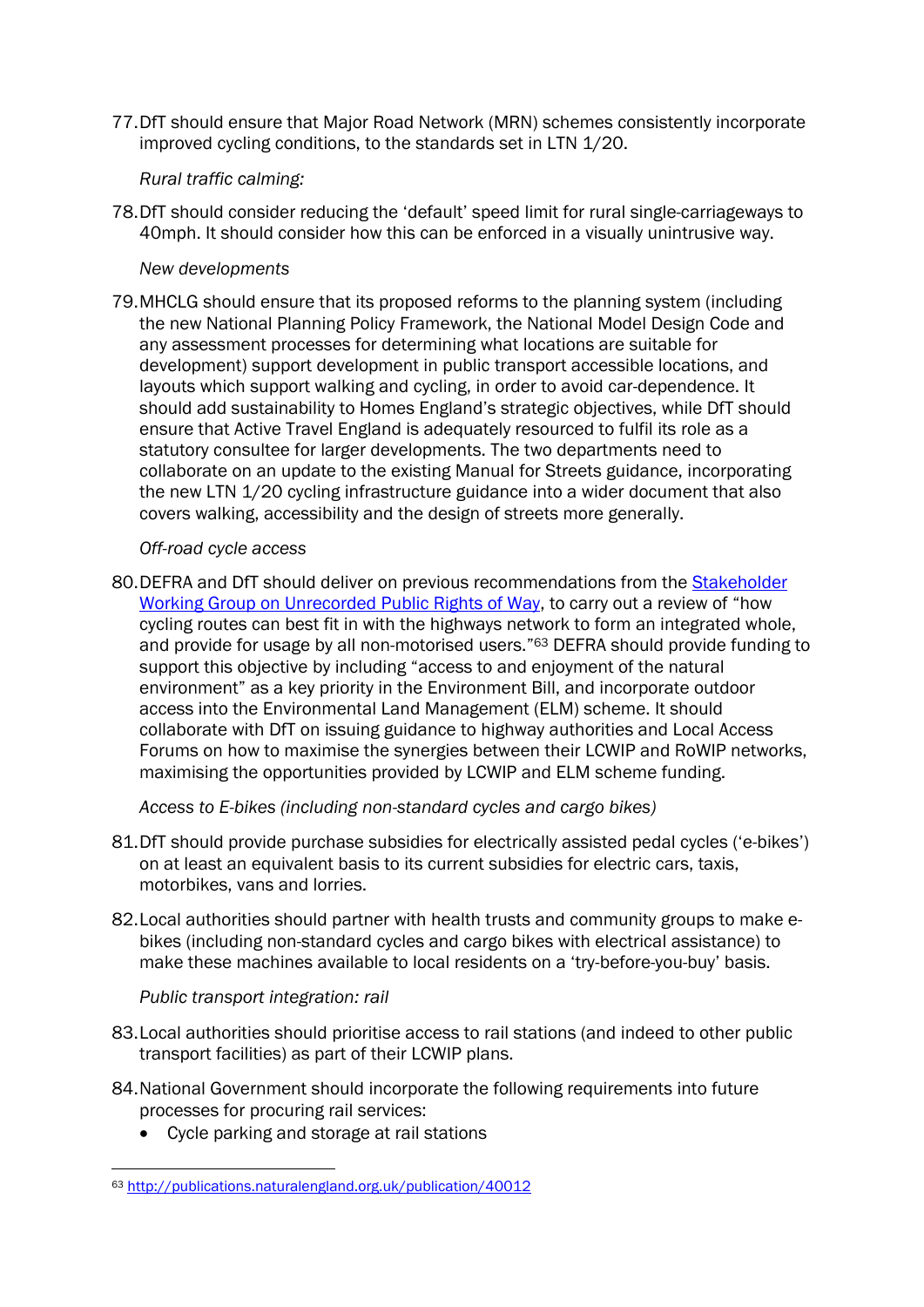77. DfT should ensure that Major Road Network (MRN) schemes consistently incorporate improved cycling conditions, to the standards set in LTN 1/20.

*Rural traffic calming:*

78. DfT should consider reducing the 'default' speed limit for rural single-carriageways to 40mph. It should consider how this can be enforced in a visually unintrusive way.

*New developments*

79. MHCLG should ensure that its proposed reforms to the planning system (including the new National Planning Policy Framework, the National Model Design Code and any assessment processes for determining what locations are suitable for development) support development in public transport accessible locations, and layouts which support walking and cycling, in order to avoid car-dependence. It should add sustainability to Homes England's strategic objectives, while DfT should ensure that Active Travel England is adequately resourced to fulfil its role as a statutory consultee for larger developments. The two departments need to collaborate on an update to the existing Manual for Streets guidance, incorporating the new LTN 1/20 cycling infrastructure guidance into a wider document that also covers walking, accessibility and the design of streets more generally.

*Off-road cycle access*

80. DEFRA and DfT should deliver on previous recommendations from the [Stakeholder Working Group on Unrecorded Public Rights of Way](http://publications.naturalengland.org.uk/publication/40012), to carry out a review of "how cycling routes can best fit in with the highways network to form an integrated whole, and provide for usage by all non-motorised users."[63] DEFRA should provide funding to support this objective by including "access to and enjoyment of the natural environment" as a key priority in the Environment Bill, and incorporate outdoor access into the Environmental Land Management (ELM) scheme. It should collaborate with DfT on issuing guidance to highway authorities and Local Access Forums on how to maximise the synergies between their LCWIP and RoWIP networks, maximising the opportunities provided by LCWIP and ELM scheme funding.

*Access to E-bikes (including non-standard cycles and cargo bikes)*

81. DfT should provide purchase subsidies for electrically assisted pedal cycles ('e-bikes') on at least an equivalent basis to its current subsidies for electric cars, taxis, motorbikes, vans and lorries.

82. Local authorities should partner with health trusts and community groups to make e-bikes (including non-standard cycles and cargo bikes with electrical assistance) to make these machines available to local residents on a 'try-before-you-buy' basis.

*Public transport integration: rail*

83. Local authorities should prioritise access to rail stations (and indeed to other public transport facilities) as part of their LCWIP plans.

84. National Government should incorporate the following requirements into future processes for procuring rail services:
    - Cycle parking and storage at rail stations

---

[63] http://publications.naturalengland.org.uk/publication/40012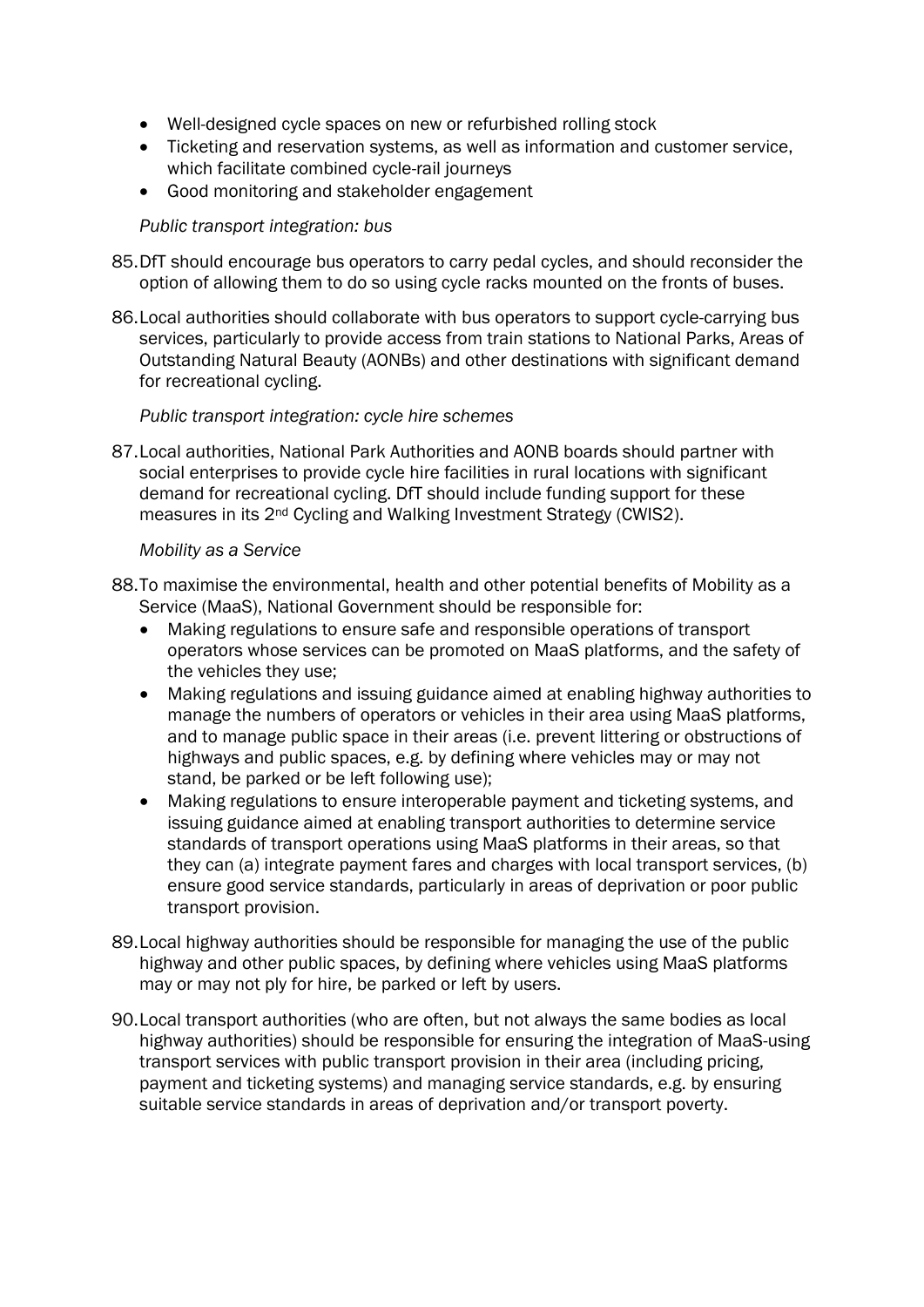- Well-designed cycle spaces on new or refurbished rolling stock
- Ticketing and reservation systems, as well as information and customer service, which facilitate combined cycle-rail journeys
- Good monitoring and stakeholder engagement

*Public transport integration: bus*

85. DfT should encourage bus operators to carry pedal cycles, and should reconsider the option of allowing them to do so using cycle racks mounted on the fronts of buses.

86. Local authorities should collaborate with bus operators to support cycle-carrying bus services, particularly to provide access from train stations to National Parks, Areas of Outstanding Natural Beauty (AONBs) and other destinations with significant demand for recreational cycling.

*Public transport integration: cycle hire schemes*

87. Local authorities, National Park Authorities and AONB boards should partner with social enterprises to provide cycle hire facilities in rural locations with significant demand for recreational cycling. DfT should include funding support for these measures in its 2nd Cycling and Walking Investment Strategy (CWIS2).

*Mobility as a Service*

88. To maximise the environmental, health and other potential benefits of Mobility as a Service (MaaS), National Government should be responsible for:
    - Making regulations to ensure safe and responsible operations of transport operators whose services can be promoted on MaaS platforms, and the safety of the vehicles they use;
    - Making regulations and issuing guidance aimed at enabling highway authorities to manage the numbers of operators or vehicles in their area using MaaS platforms, and to manage public space in their areas (i.e. prevent littering or obstructions of highways and public spaces, e.g. by defining where vehicles may or may not stand, be parked or be left following use);
    - Making regulations to ensure interoperable payment and ticketing systems, and issuing guidance aimed at enabling transport authorities to determine service standards of transport operations using MaaS platforms in their areas, so that they can (a) integrate payment fares and charges with local transport services, (b) ensure good service standards, particularly in areas of deprivation or poor public transport provision.

89. Local highway authorities should be responsible for managing the use of the public highway and other public spaces, by defining where vehicles using MaaS platforms may or may not ply for hire, be parked or left by users.

90. Local transport authorities (who are often, but not always the same bodies as local highway authorities) should be responsible for ensuring the integration of MaaS-using transport services with public transport provision in their area (including pricing, payment and ticketing systems) and managing service standards, e.g. by ensuring suitable service standards in areas of deprivation and/or transport poverty.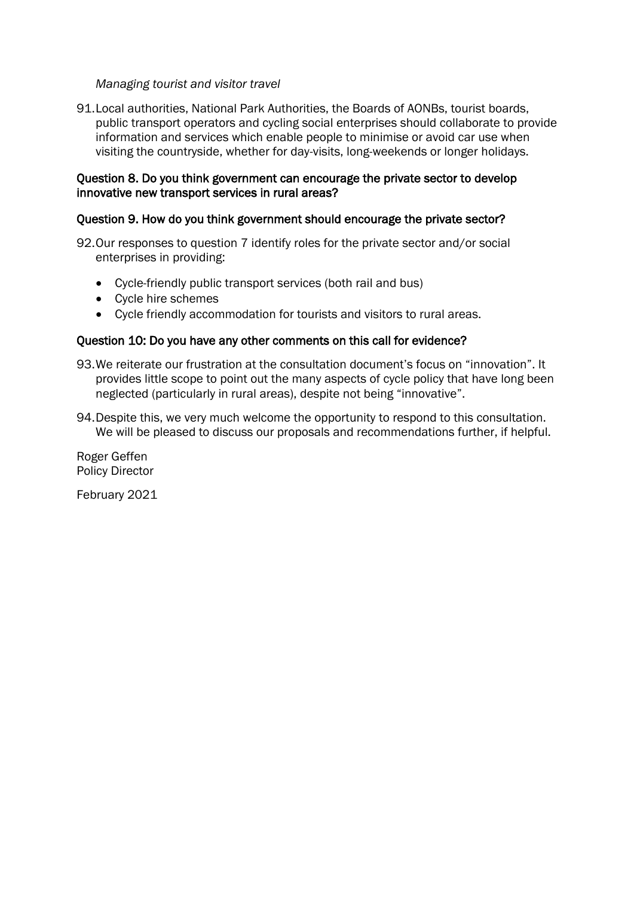*Managing tourist and visitor travel*

91. Local authorities, National Park Authorities, the Boards of AONBs, tourist boards, public transport operators and cycling social enterprises should collaborate to provide information and services which enable people to minimise or avoid car use when visiting the countryside, whether for day-visits, long-weekends or longer holidays.

#### Question 8. Do you think government can encourage the private sector to develop innovative new transport services in rural areas?

#### Question 9. How do you think government should encourage the private sector?

92. Our responses to question 7 identify roles for the private sector and/or social enterprises in providing:

    - Cycle-friendly public transport services (both rail and bus)
    - Cycle hire schemes
    - Cycle friendly accommodation for tourists and visitors to rural areas.

#### Question 10: Do you have any other comments on this call for evidence?

93. We reiterate our frustration at the consultation document's focus on "innovation". It provides little scope to point out the many aspects of cycle policy that have long been neglected (particularly in rural areas), despite not being "innovative".

94. Despite this, we very much welcome the opportunity to respond to this consultation. We will be pleased to discuss our proposals and recommendations further, if helpful.

Roger Geffen
Policy Director

February 2021